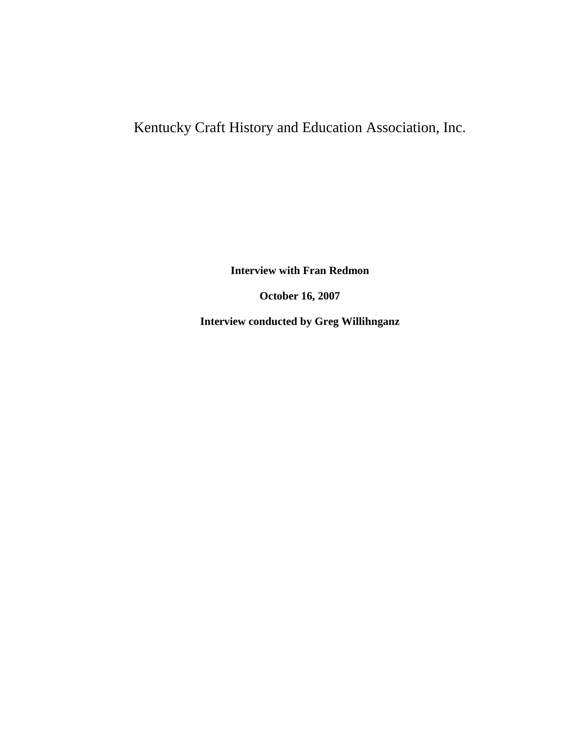Kentucky Craft History and Education Association, Inc.

**Interview with Fran Redmon**

**October 16, 2007**

**Interview conducted by Greg Willihnganz**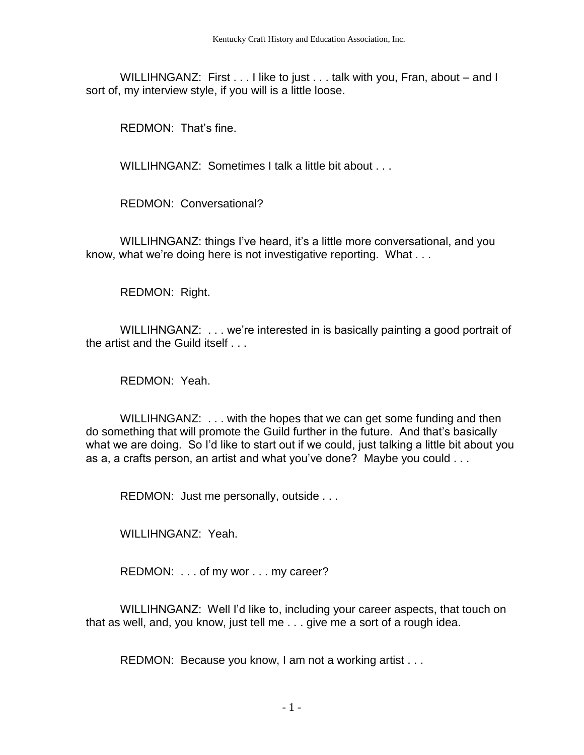WILLIHNGANZ: First . . . I like to just . . . talk with you, Fran, about – and I sort of, my interview style, if you will is a little loose.

REDMON: That's fine.

WILLIHNGANZ: Sometimes I talk a little bit about . . .

REDMON: Conversational?

WILLIHNGANZ: things I've heard, it's a little more conversational, and you know, what we're doing here is not investigative reporting. What . . .

REDMON: Right.

WILLIHNGANZ: . . . we're interested in is basically painting a good portrait of the artist and the Guild itself . . .

REDMON: Yeah.

WILLIHNGANZ: . . . with the hopes that we can get some funding and then do something that will promote the Guild further in the future. And that's basically what we are doing. So I'd like to start out if we could, just talking a little bit about you as a, a crafts person, an artist and what you've done? Maybe you could . . .

REDMON: Just me personally, outside . . .

WILLIHNGANZ: Yeah.

REDMON: . . . of my wor . . . my career?

WILLIHNGANZ: Well I'd like to, including your career aspects, that touch on that as well, and, you know, just tell me . . . give me a sort of a rough idea.

REDMON: Because you know, I am not a working artist . . .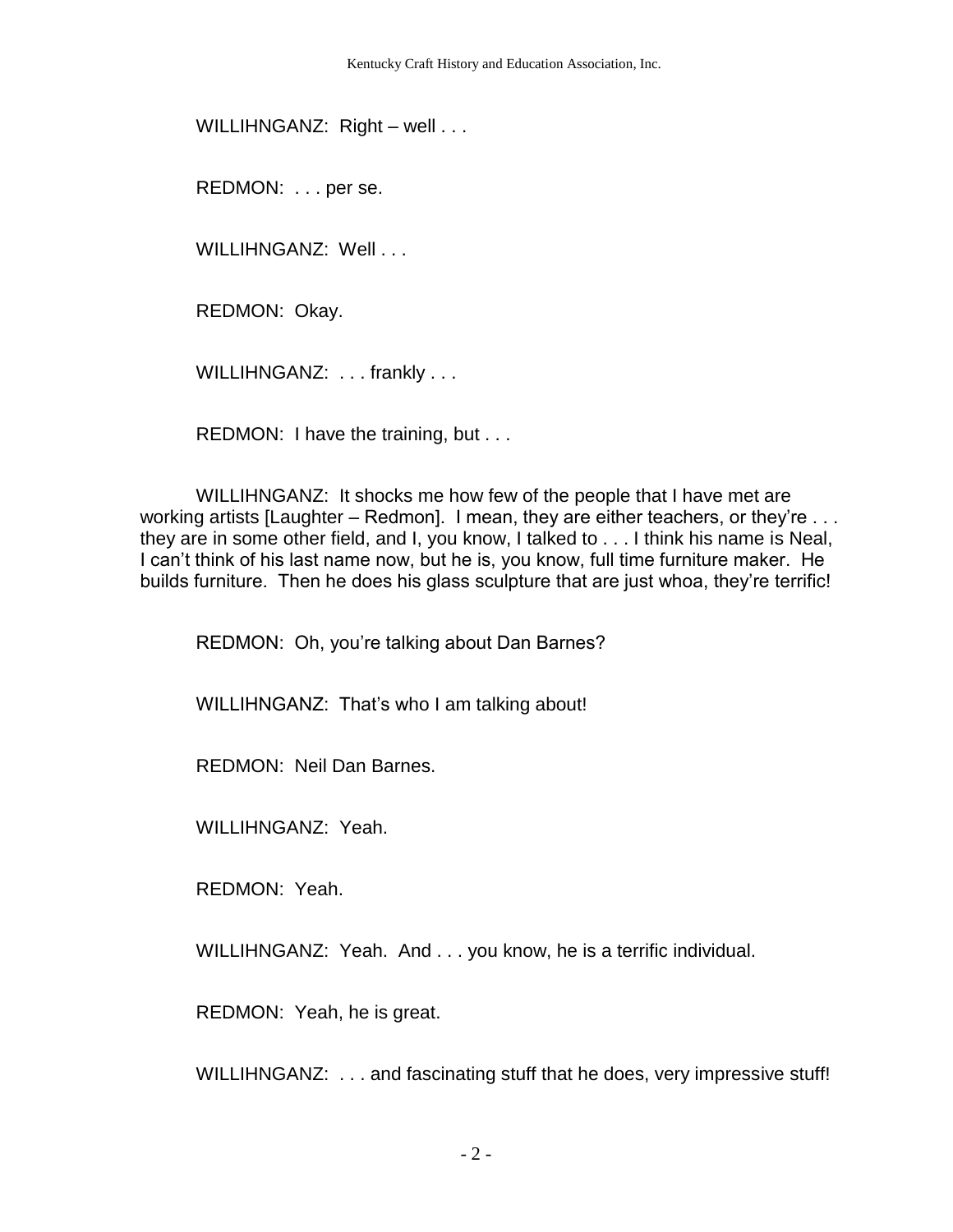WILLIHNGANZ: Right – well . . .

REDMON: . . . per se.

WILLIHNGANZ: Well . . .

REDMON: Okay.

WILLIHNGANZ: . . . frankly . . .

REDMON: I have the training, but . . .

WILLIHNGANZ: It shocks me how few of the people that I have met are working artists [Laughter – Redmon]. I mean, they are either teachers, or they're . . . they are in some other field, and I, you know, I talked to . . . I think his name is Neal, I can't think of his last name now, but he is, you know, full time furniture maker. He builds furniture. Then he does his glass sculpture that are just whoa, they're terrific!

REDMON: Oh, you're talking about Dan Barnes?

WILLIHNGANZ: That's who I am talking about!

REDMON: Neil Dan Barnes.

WILLIHNGANZ: Yeah.

REDMON: Yeah.

WILLIHNGANZ: Yeah. And . . . you know, he is a terrific individual.

REDMON: Yeah, he is great.

WILLIHNGANZ: . . . and fascinating stuff that he does, very impressive stuff!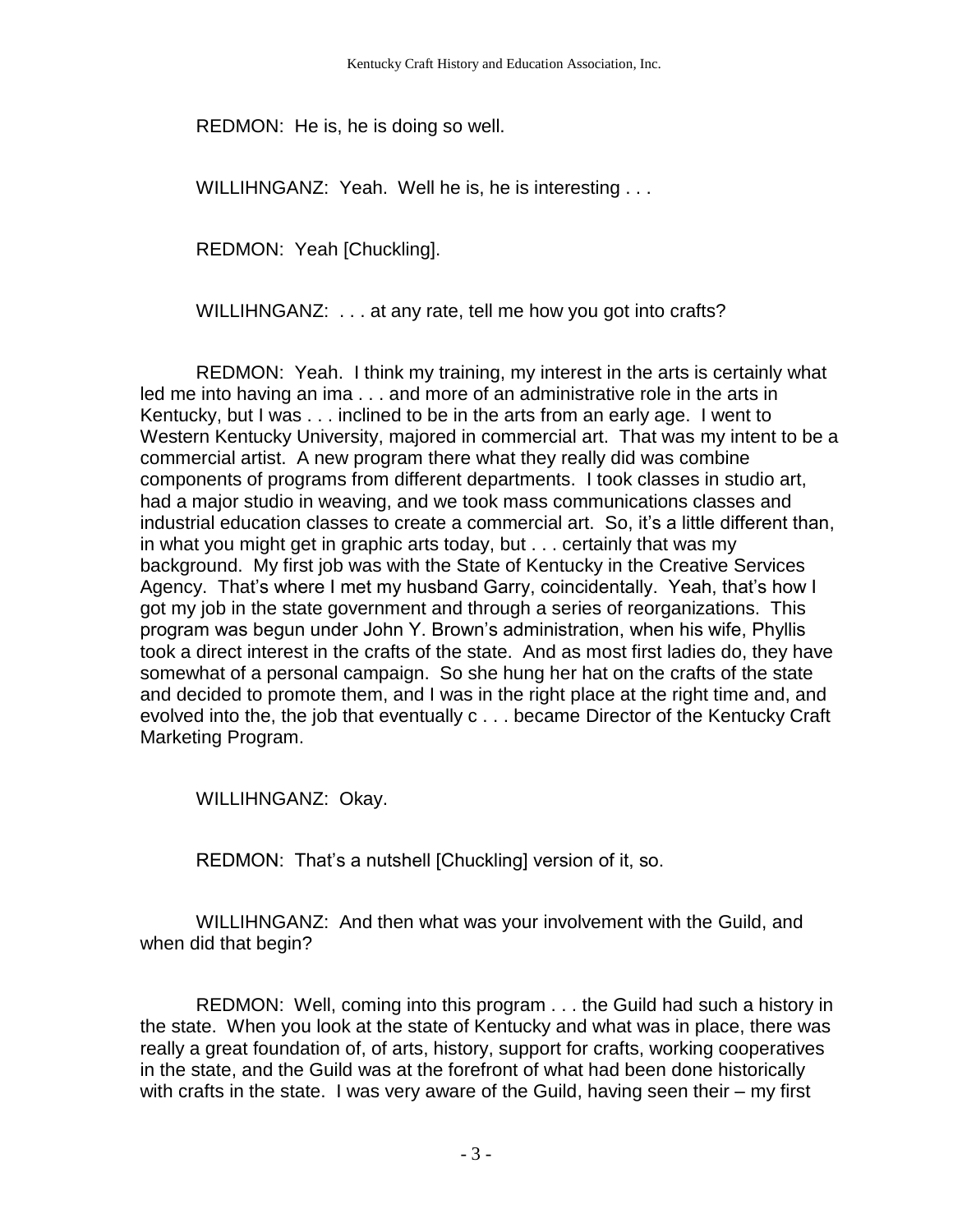REDMON: He is, he is doing so well.

WILLIHNGANZ: Yeah. Well he is, he is interesting . . .

REDMON: Yeah [Chuckling].

WILLIHNGANZ: . . . at any rate, tell me how you got into crafts?

REDMON: Yeah. I think my training, my interest in the arts is certainly what led me into having an ima . . . and more of an administrative role in the arts in Kentucky, but I was . . . inclined to be in the arts from an early age. I went to Western Kentucky University, majored in commercial art. That was my intent to be a commercial artist. A new program there what they really did was combine components of programs from different departments. I took classes in studio art, had a major studio in weaving, and we took mass communications classes and industrial education classes to create a commercial art. So, it's a little different than, in what you might get in graphic arts today, but . . . certainly that was my background. My first job was with the State of Kentucky in the Creative Services Agency. That's where I met my husband Garry, coincidentally. Yeah, that's how I got my job in the state government and through a series of reorganizations. This program was begun under John Y. Brown's administration, when his wife, Phyllis took a direct interest in the crafts of the state. And as most first ladies do, they have somewhat of a personal campaign. So she hung her hat on the crafts of the state and decided to promote them, and I was in the right place at the right time and, and evolved into the, the job that eventually c . . . became Director of the Kentucky Craft Marketing Program.

WILLIHNGANZ: Okay.

REDMON: That's a nutshell [Chuckling] version of it, so.

WILLIHNGANZ: And then what was your involvement with the Guild, and when did that begin?

REDMON: Well, coming into this program . . . the Guild had such a history in the state. When you look at the state of Kentucky and what was in place, there was really a great foundation of, of arts, history, support for crafts, working cooperatives in the state, and the Guild was at the forefront of what had been done historically with crafts in the state. I was very aware of the Guild, having seen their – my first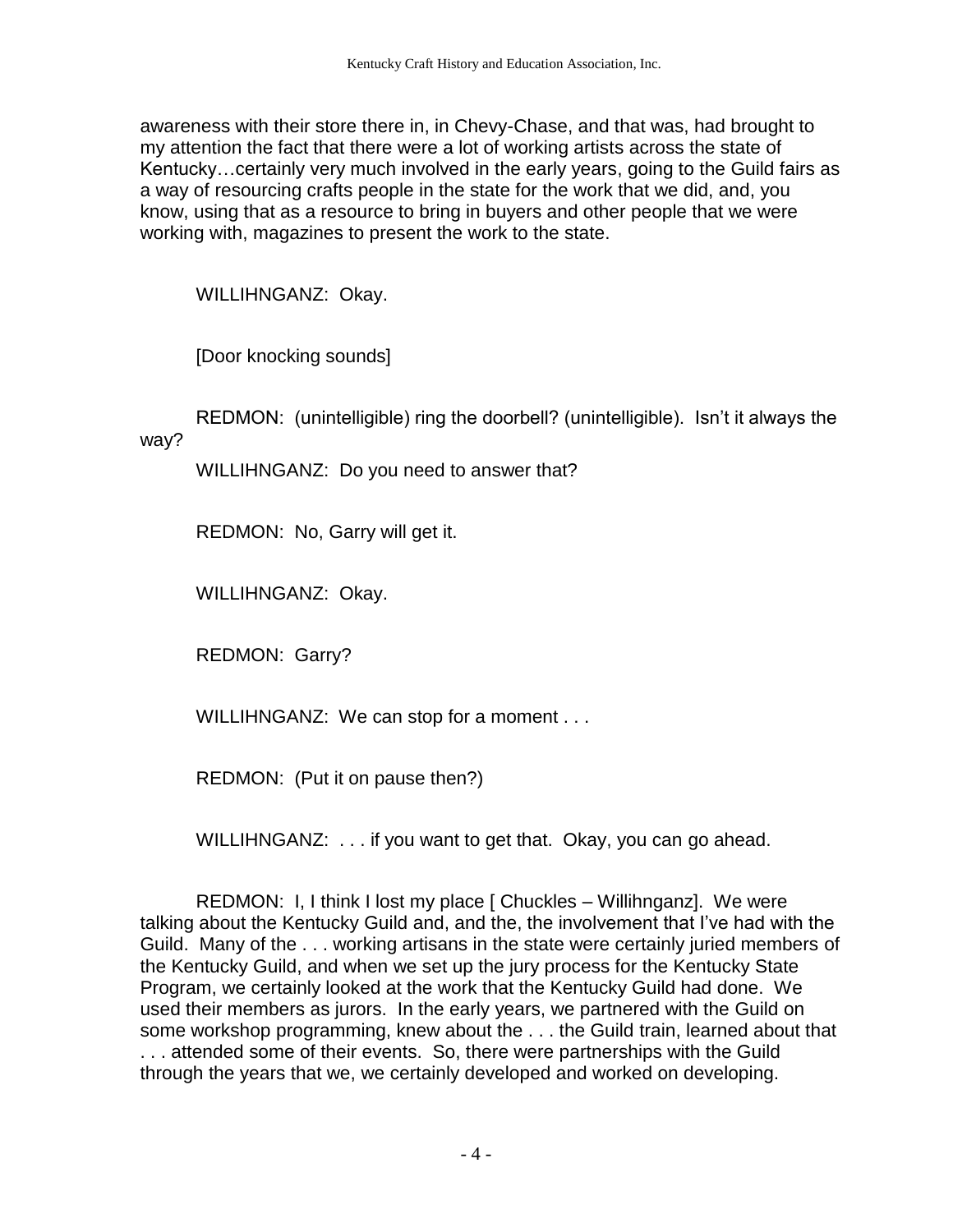awareness with their store there in, in Chevy-Chase, and that was, had brought to my attention the fact that there were a lot of working artists across the state of Kentucky…certainly very much involved in the early years, going to the Guild fairs as a way of resourcing crafts people in the state for the work that we did, and, you know, using that as a resource to bring in buyers and other people that we were working with, magazines to present the work to the state.

WILLIHNGANZ: Okay.

[Door knocking sounds]

REDMON: (unintelligible) ring the doorbell? (unintelligible). Isn't it always the way?

WILLIHNGANZ: Do you need to answer that?

REDMON: No, Garry will get it.

WILLIHNGANZ: Okay.

REDMON: Garry?

WILLIHNGANZ: We can stop for a moment . . .

REDMON: (Put it on pause then?)

WILLIHNGANZ: . . . if you want to get that. Okay, you can go ahead.

REDMON: I, I think I lost my place [ Chuckles – Willihnganz]. We were talking about the Kentucky Guild and, and the, the involvement that I've had with the Guild. Many of the . . . working artisans in the state were certainly juried members of the Kentucky Guild, and when we set up the jury process for the Kentucky State Program, we certainly looked at the work that the Kentucky Guild had done. We used their members as jurors. In the early years, we partnered with the Guild on some workshop programming, knew about the . . . the Guild train, learned about that . . . attended some of their events. So, there were partnerships with the Guild through the years that we, we certainly developed and worked on developing.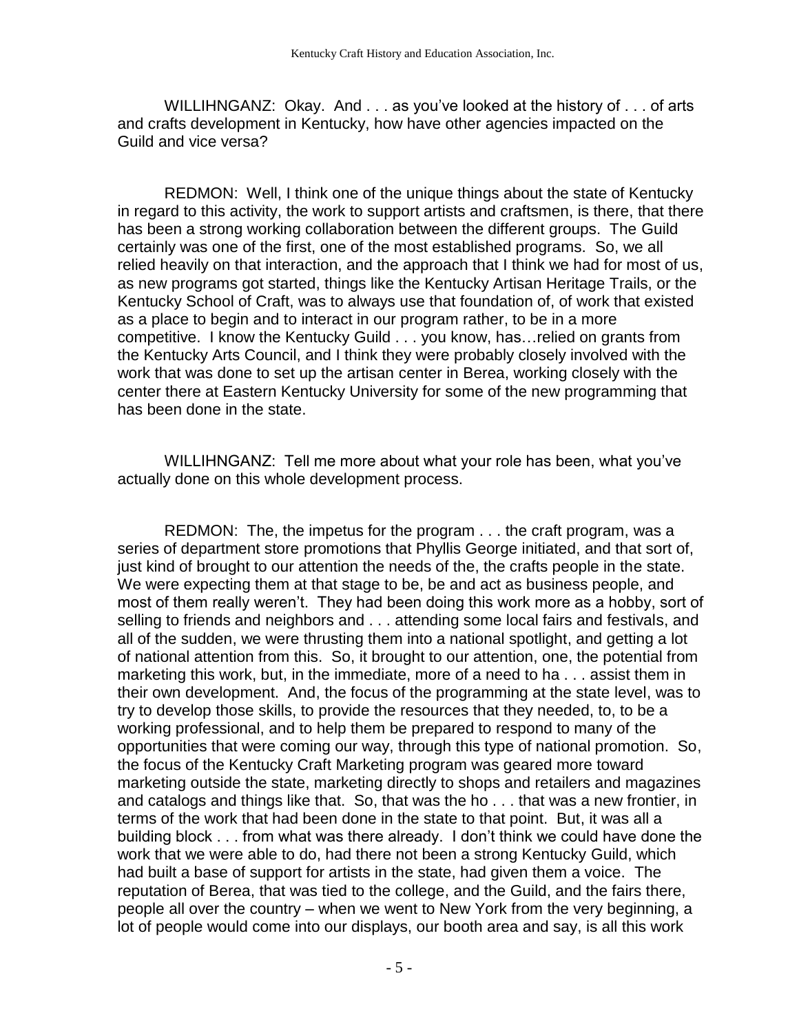WILLIHNGANZ: Okay. And . . . as you've looked at the history of . . . of arts and crafts development in Kentucky, how have other agencies impacted on the Guild and vice versa?

REDMON: Well, I think one of the unique things about the state of Kentucky in regard to this activity, the work to support artists and craftsmen, is there, that there has been a strong working collaboration between the different groups. The Guild certainly was one of the first, one of the most established programs. So, we all relied heavily on that interaction, and the approach that I think we had for most of us, as new programs got started, things like the Kentucky Artisan Heritage Trails, or the Kentucky School of Craft, was to always use that foundation of, of work that existed as a place to begin and to interact in our program rather, to be in a more competitive. I know the Kentucky Guild . . . you know, has…relied on grants from the Kentucky Arts Council, and I think they were probably closely involved with the work that was done to set up the artisan center in Berea, working closely with the center there at Eastern Kentucky University for some of the new programming that has been done in the state.

WILLIHNGANZ: Tell me more about what your role has been, what you've actually done on this whole development process.

REDMON: The, the impetus for the program . . . the craft program, was a series of department store promotions that Phyllis George initiated, and that sort of, just kind of brought to our attention the needs of the, the crafts people in the state. We were expecting them at that stage to be, be and act as business people, and most of them really weren't. They had been doing this work more as a hobby, sort of selling to friends and neighbors and . . . attending some local fairs and festivals, and all of the sudden, we were thrusting them into a national spotlight, and getting a lot of national attention from this. So, it brought to our attention, one, the potential from marketing this work, but, in the immediate, more of a need to ha . . . assist them in their own development. And, the focus of the programming at the state level, was to try to develop those skills, to provide the resources that they needed, to, to be a working professional, and to help them be prepared to respond to many of the opportunities that were coming our way, through this type of national promotion. So, the focus of the Kentucky Craft Marketing program was geared more toward marketing outside the state, marketing directly to shops and retailers and magazines and catalogs and things like that. So, that was the ho . . . that was a new frontier, in terms of the work that had been done in the state to that point. But, it was all a building block . . . from what was there already. I don't think we could have done the work that we were able to do, had there not been a strong Kentucky Guild, which had built a base of support for artists in the state, had given them a voice. The reputation of Berea, that was tied to the college, and the Guild, and the fairs there, people all over the country – when we went to New York from the very beginning, a lot of people would come into our displays, our booth area and say, is all this work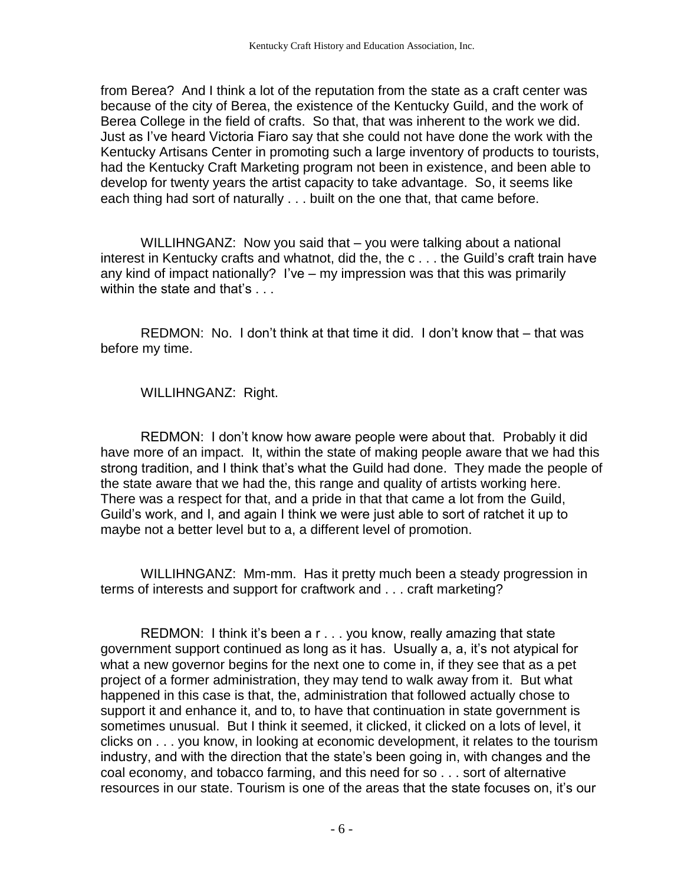from Berea? And I think a lot of the reputation from the state as a craft center was because of the city of Berea, the existence of the Kentucky Guild, and the work of Berea College in the field of crafts. So that, that was inherent to the work we did. Just as I've heard Victoria Fiaro say that she could not have done the work with the Kentucky Artisans Center in promoting such a large inventory of products to tourists, had the Kentucky Craft Marketing program not been in existence, and been able to develop for twenty years the artist capacity to take advantage. So, it seems like each thing had sort of naturally . . . built on the one that, that came before.

WILLIHNGANZ: Now you said that – you were talking about a national interest in Kentucky crafts and whatnot, did the, the c . . . the Guild's craft train have any kind of impact nationally? I've – my impression was that this was primarily within the state and that's . . .

REDMON: No. I don't think at that time it did. I don't know that – that was before my time.

WILLIHNGANZ: Right.

REDMON: I don't know how aware people were about that. Probably it did have more of an impact. It, within the state of making people aware that we had this strong tradition, and I think that's what the Guild had done. They made the people of the state aware that we had the, this range and quality of artists working here. There was a respect for that, and a pride in that that came a lot from the Guild, Guild's work, and I, and again I think we were just able to sort of ratchet it up to maybe not a better level but to a, a different level of promotion.

WILLIHNGANZ: Mm-mm. Has it pretty much been a steady progression in terms of interests and support for craftwork and . . . craft marketing?

REDMON: I think it's been a r . . . you know, really amazing that state government support continued as long as it has. Usually a, a, it's not atypical for what a new governor begins for the next one to come in, if they see that as a pet project of a former administration, they may tend to walk away from it. But what happened in this case is that, the, administration that followed actually chose to support it and enhance it, and to, to have that continuation in state government is sometimes unusual. But I think it seemed, it clicked, it clicked on a lots of level, it clicks on . . . you know, in looking at economic development, it relates to the tourism industry, and with the direction that the state's been going in, with changes and the coal economy, and tobacco farming, and this need for so . . . sort of alternative resources in our state. Tourism is one of the areas that the state focuses on, it's our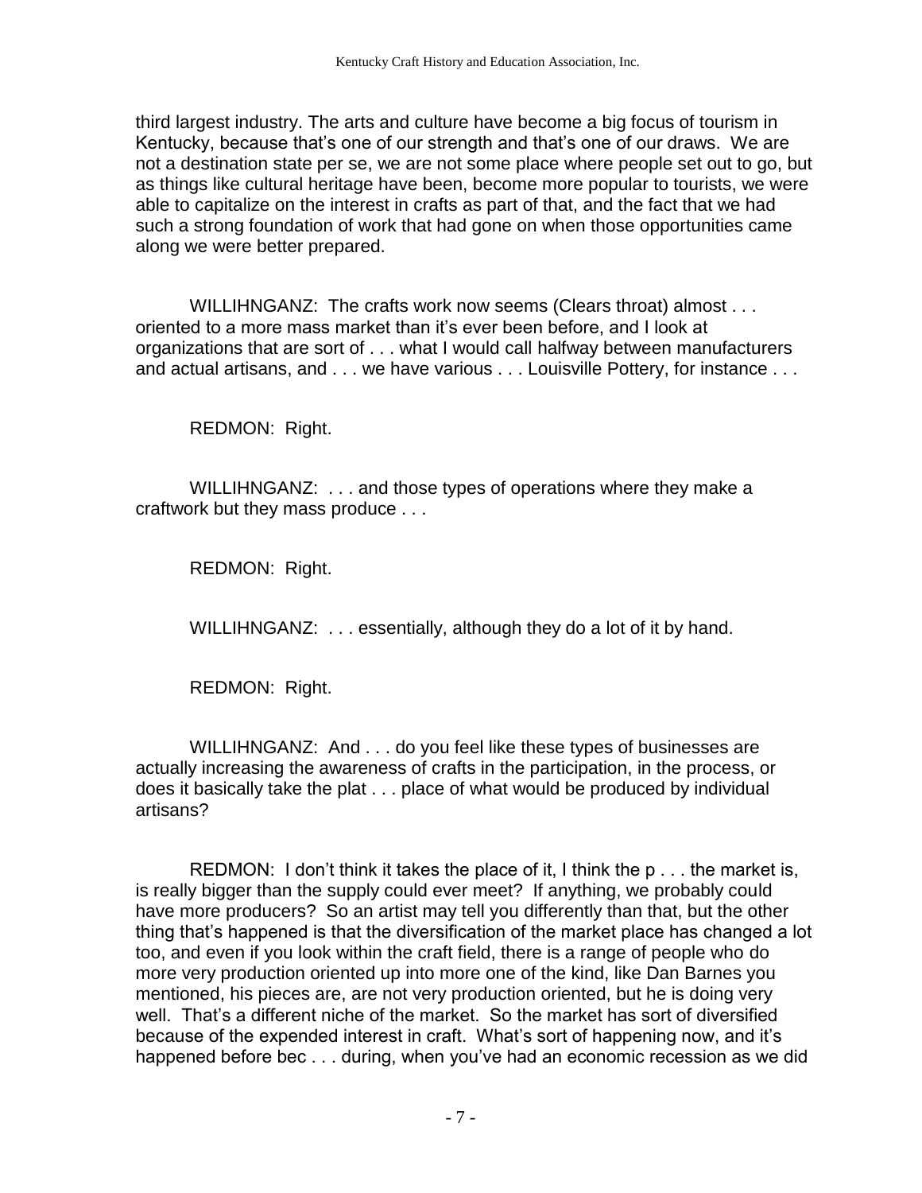third largest industry. The arts and culture have become a big focus of tourism in Kentucky, because that's one of our strength and that's one of our draws. We are not a destination state per se, we are not some place where people set out to go, but as things like cultural heritage have been, become more popular to tourists, we were able to capitalize on the interest in crafts as part of that, and the fact that we had such a strong foundation of work that had gone on when those opportunities came along we were better prepared.

WILLIHNGANZ: The crafts work now seems (Clears throat) almost . . . oriented to a more mass market than it's ever been before, and I look at organizations that are sort of . . . what I would call halfway between manufacturers and actual artisans, and . . . we have various . . . Louisville Pottery, for instance . . .

REDMON: Right.

WILLIHNGANZ: . . . and those types of operations where they make a craftwork but they mass produce . . .

REDMON: Right.

WILLIHNGANZ: . . . essentially, although they do a lot of it by hand.

REDMON: Right.

WILLIHNGANZ: And . . . do you feel like these types of businesses are actually increasing the awareness of crafts in the participation, in the process, or does it basically take the plat . . . place of what would be produced by individual artisans?

REDMON: I don't think it takes the place of it, I think the p . . . the market is, is really bigger than the supply could ever meet? If anything, we probably could have more producers? So an artist may tell you differently than that, but the other thing that's happened is that the diversification of the market place has changed a lot too, and even if you look within the craft field, there is a range of people who do more very production oriented up into more one of the kind, like Dan Barnes you mentioned, his pieces are, are not very production oriented, but he is doing very well. That's a different niche of the market. So the market has sort of diversified because of the expended interest in craft. What's sort of happening now, and it's happened before bec . . . during, when you've had an economic recession as we did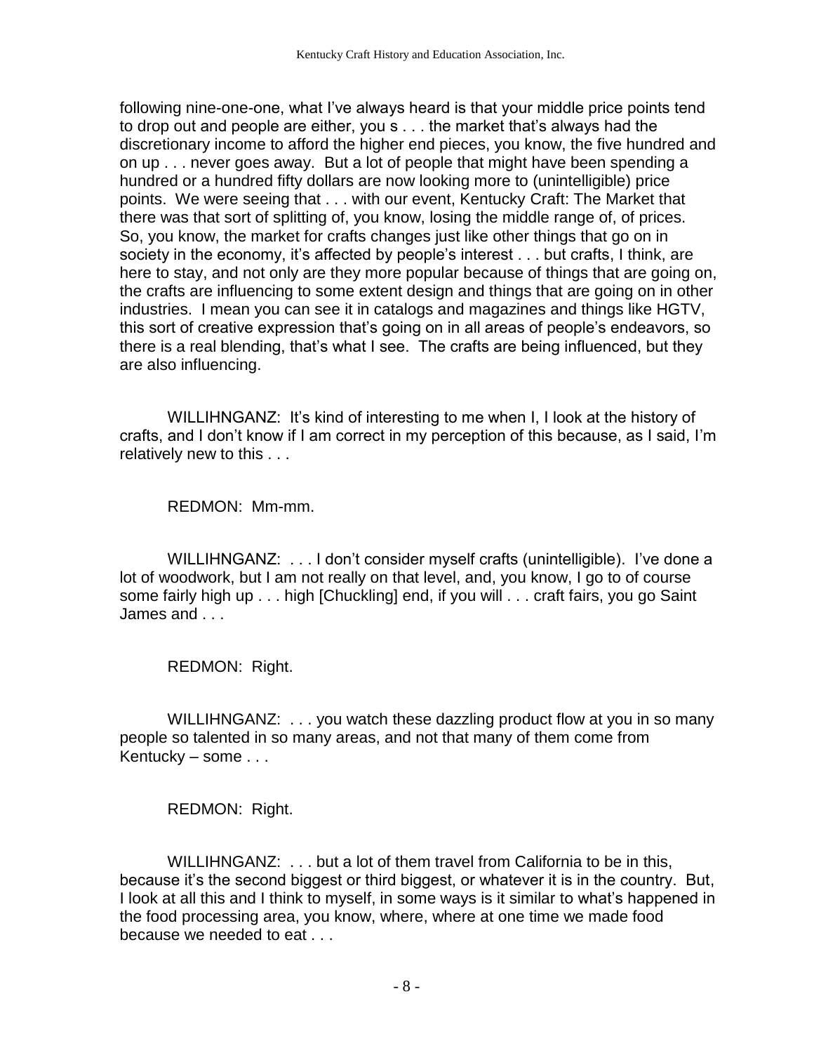following nine-one-one, what I've always heard is that your middle price points tend to drop out and people are either, you s . . . the market that's always had the discretionary income to afford the higher end pieces, you know, the five hundred and on up . . . never goes away. But a lot of people that might have been spending a hundred or a hundred fifty dollars are now looking more to (unintelligible) price points. We were seeing that . . . with our event, Kentucky Craft: The Market that there was that sort of splitting of, you know, losing the middle range of, of prices. So, you know, the market for crafts changes just like other things that go on in society in the economy, it's affected by people's interest . . . but crafts, I think, are here to stay, and not only are they more popular because of things that are going on, the crafts are influencing to some extent design and things that are going on in other industries. I mean you can see it in catalogs and magazines and things like HGTV, this sort of creative expression that's going on in all areas of people's endeavors, so there is a real blending, that's what I see. The crafts are being influenced, but they are also influencing.

WILLIHNGANZ: It's kind of interesting to me when I, I look at the history of crafts, and I don't know if I am correct in my perception of this because, as I said, I'm relatively new to this . . .

REDMON: Mm-mm.

WILLIHNGANZ: . . . I don't consider myself crafts (unintelligible). I've done a lot of woodwork, but I am not really on that level, and, you know, I go to of course some fairly high up . . . high [Chuckling] end, if you will . . . craft fairs, you go Saint James and . . .

REDMON: Right.

WILLIHNGANZ: . . . you watch these dazzling product flow at you in so many people so talented in so many areas, and not that many of them come from Kentucky – some . . .

REDMON: Right.

WILLIHNGANZ: . . . but a lot of them travel from California to be in this, because it's the second biggest or third biggest, or whatever it is in the country. But, I look at all this and I think to myself, in some ways is it similar to what's happened in the food processing area, you know, where, where at one time we made food because we needed to eat . . .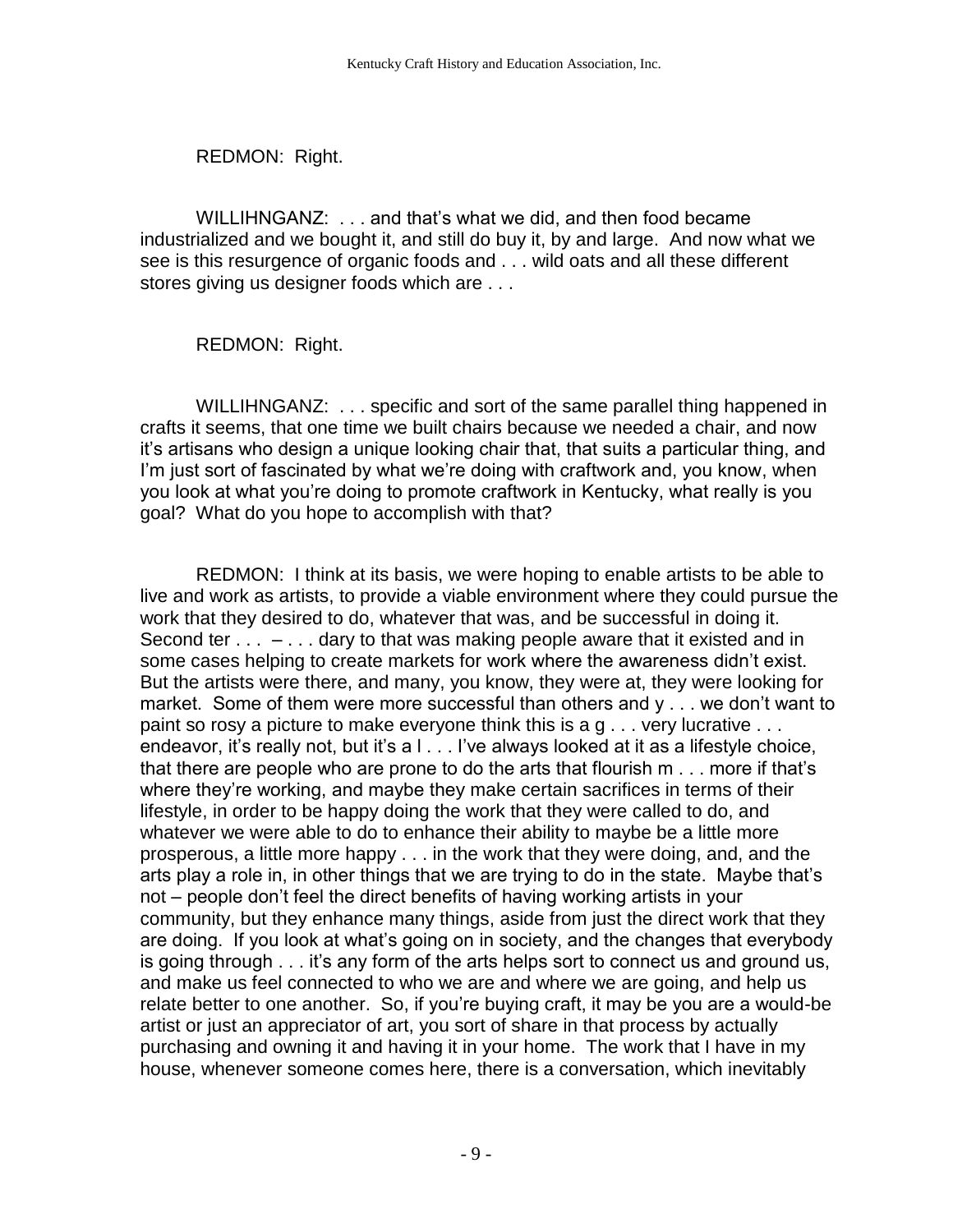REDMON: Right.

WILLIHNGANZ: . . . and that's what we did, and then food became industrialized and we bought it, and still do buy it, by and large. And now what we see is this resurgence of organic foods and . . . wild oats and all these different stores giving us designer foods which are . . .

REDMON: Right.

WILLIHNGANZ: . . . specific and sort of the same parallel thing happened in crafts it seems, that one time we built chairs because we needed a chair, and now it's artisans who design a unique looking chair that, that suits a particular thing, and I'm just sort of fascinated by what we're doing with craftwork and, you know, when you look at what you're doing to promote craftwork in Kentucky, what really is you goal? What do you hope to accomplish with that?

REDMON: I think at its basis, we were hoping to enable artists to be able to live and work as artists, to provide a viable environment where they could pursue the work that they desired to do, whatever that was, and be successful in doing it. Second ter . . . – . . . dary to that was making people aware that it existed and in some cases helping to create markets for work where the awareness didn't exist. But the artists were there, and many, you know, they were at, they were looking for market. Some of them were more successful than others and y . . . we don't want to paint so rosy a picture to make everyone think this is a g . . . very lucrative . . . endeavor, it's really not, but it's a l . . . I've always looked at it as a lifestyle choice, that there are people who are prone to do the arts that flourish m . . . more if that's where they're working, and maybe they make certain sacrifices in terms of their lifestyle, in order to be happy doing the work that they were called to do, and whatever we were able to do to enhance their ability to maybe be a little more prosperous, a little more happy . . . in the work that they were doing, and, and the arts play a role in, in other things that we are trying to do in the state. Maybe that's not – people don't feel the direct benefits of having working artists in your community, but they enhance many things, aside from just the direct work that they are doing. If you look at what's going on in society, and the changes that everybody is going through . . . it's any form of the arts helps sort to connect us and ground us, and make us feel connected to who we are and where we are going, and help us relate better to one another. So, if you're buying craft, it may be you are a would-be artist or just an appreciator of art, you sort of share in that process by actually purchasing and owning it and having it in your home. The work that I have in my house, whenever someone comes here, there is a conversation, which inevitably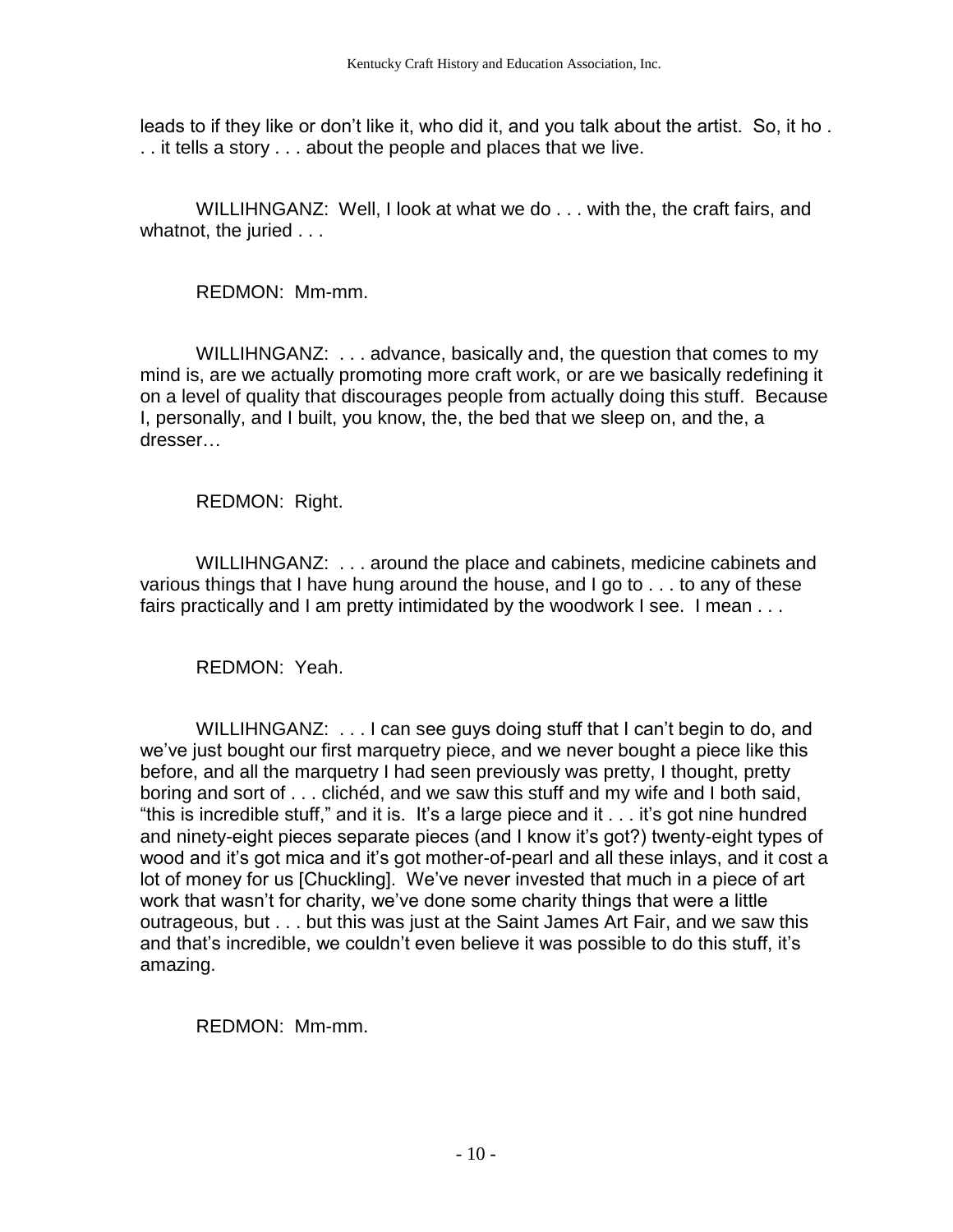leads to if they like or don't like it, who did it, and you talk about the artist. So, it ho . . . it tells a story . . . about the people and places that we live.

WILLIHNGANZ: Well, I look at what we do . . . with the, the craft fairs, and whatnot, the juried . . .

REDMON: Mm-mm.

WILLIHNGANZ: . . . advance, basically and, the question that comes to my mind is, are we actually promoting more craft work, or are we basically redefining it on a level of quality that discourages people from actually doing this stuff. Because I, personally, and I built, you know, the, the bed that we sleep on, and the, a dresser…

REDMON: Right.

WILLIHNGANZ: . . . around the place and cabinets, medicine cabinets and various things that I have hung around the house, and I go to . . . to any of these fairs practically and I am pretty intimidated by the woodwork I see. I mean . . .

REDMON: Yeah.

WILLIHNGANZ: . . . I can see guys doing stuff that I can't begin to do, and we've just bought our first marquetry piece, and we never bought a piece like this before, and all the marquetry I had seen previously was pretty, I thought, pretty boring and sort of . . . clichéd, and we saw this stuff and my wife and I both said, "this is incredible stuff," and it is. It's a large piece and it . . . it's got nine hundred and ninety-eight pieces separate pieces (and I know it's got?) twenty-eight types of wood and it's got mica and it's got mother-of-pearl and all these inlays, and it cost a lot of money for us [Chuckling]. We've never invested that much in a piece of art work that wasn't for charity, we've done some charity things that were a little outrageous, but . . . but this was just at the Saint James Art Fair, and we saw this and that's incredible, we couldn't even believe it was possible to do this stuff, it's amazing.

REDMON: Mm-mm.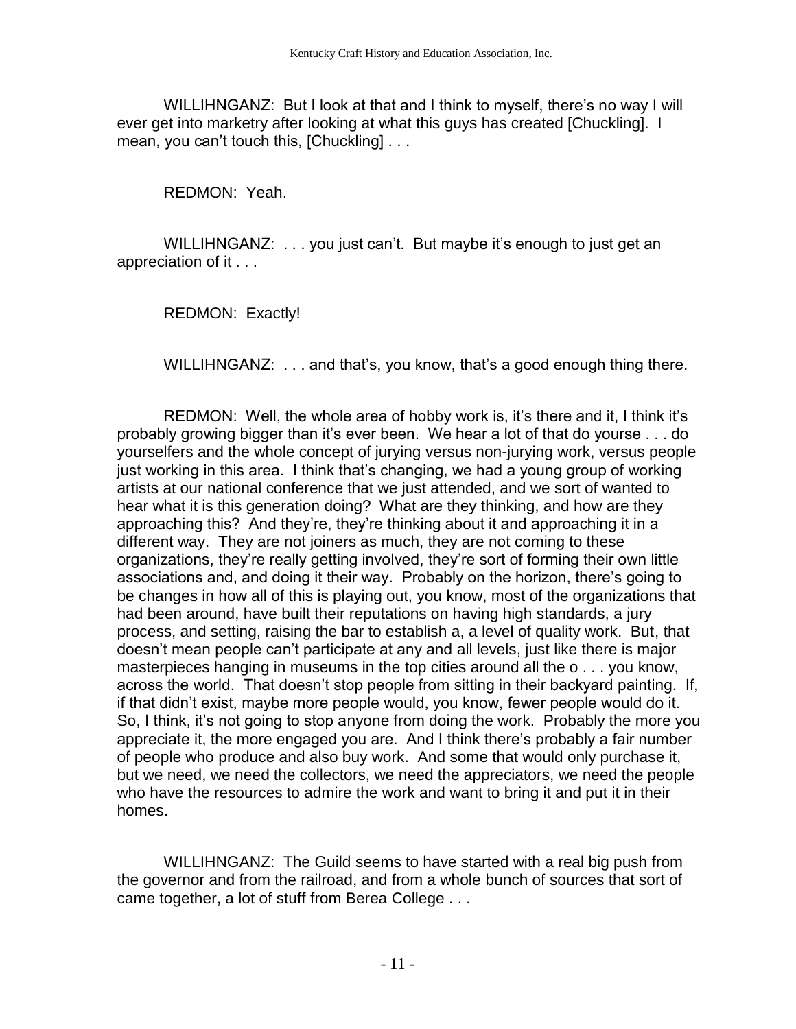WILLIHNGANZ: But I look at that and I think to myself, there's no way I will ever get into marketry after looking at what this guys has created [Chuckling]. I mean, you can't touch this, [Chuckling] . . .

REDMON: Yeah.

WILLIHNGANZ: . . . you just can't. But maybe it's enough to just get an appreciation of it . . .

REDMON: Exactly!

WILLIHNGANZ: . . . and that's, you know, that's a good enough thing there.

REDMON: Well, the whole area of hobby work is, it's there and it, I think it's probably growing bigger than it's ever been. We hear a lot of that do yourse . . . do yourselfers and the whole concept of jurying versus non-jurying work, versus people just working in this area. I think that's changing, we had a young group of working artists at our national conference that we just attended, and we sort of wanted to hear what it is this generation doing? What are they thinking, and how are they approaching this? And they're, they're thinking about it and approaching it in a different way. They are not joiners as much, they are not coming to these organizations, they're really getting involved, they're sort of forming their own little associations and, and doing it their way. Probably on the horizon, there's going to be changes in how all of this is playing out, you know, most of the organizations that had been around, have built their reputations on having high standards, a jury process, and setting, raising the bar to establish a, a level of quality work. But, that doesn't mean people can't participate at any and all levels, just like there is major masterpieces hanging in museums in the top cities around all the o . . . you know, across the world. That doesn't stop people from sitting in their backyard painting. If, if that didn't exist, maybe more people would, you know, fewer people would do it. So, I think, it's not going to stop anyone from doing the work. Probably the more you appreciate it, the more engaged you are. And I think there's probably a fair number of people who produce and also buy work. And some that would only purchase it, but we need, we need the collectors, we need the appreciators, we need the people who have the resources to admire the work and want to bring it and put it in their homes.

WILLIHNGANZ: The Guild seems to have started with a real big push from the governor and from the railroad, and from a whole bunch of sources that sort of came together, a lot of stuff from Berea College . . .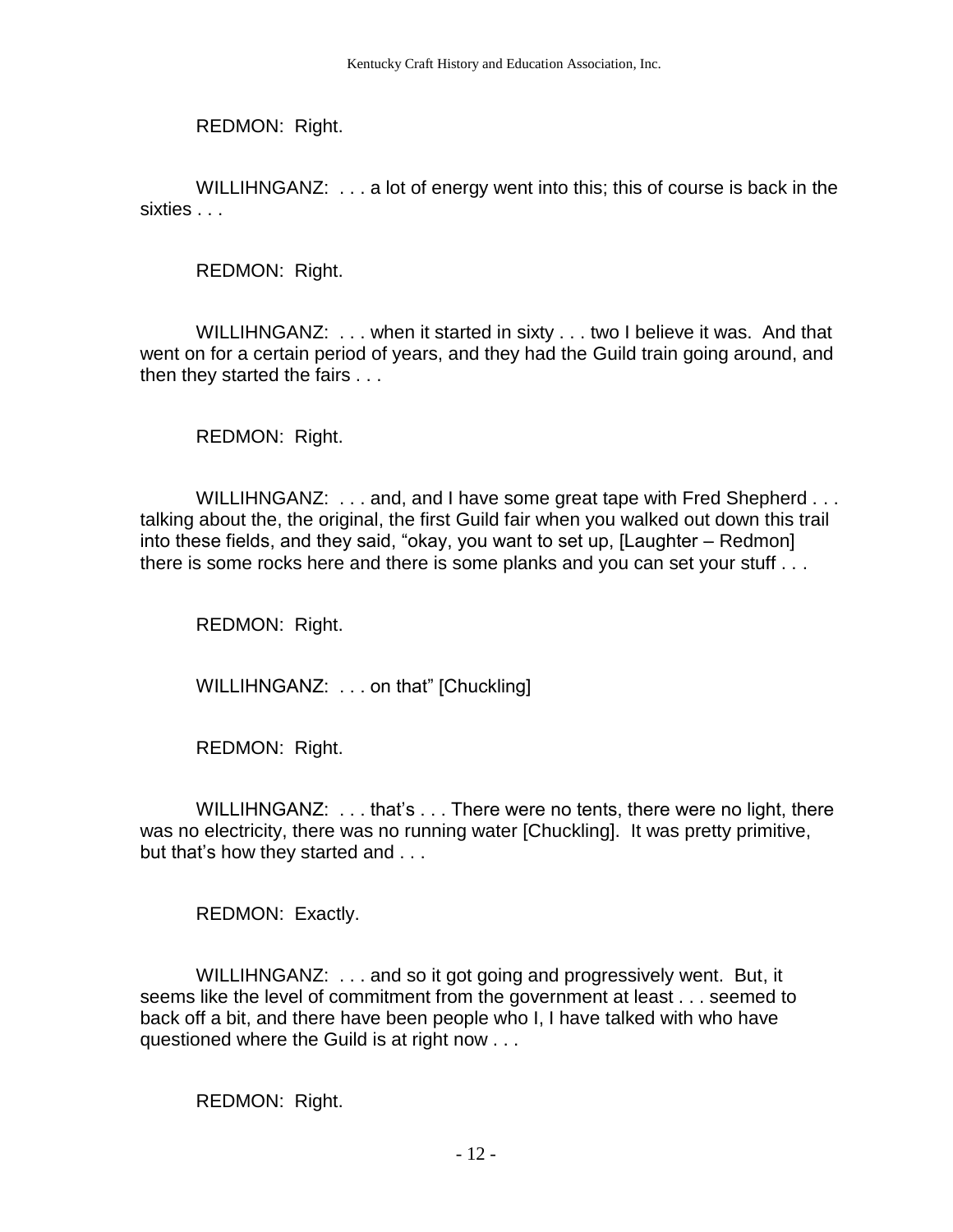REDMON: Right.

WILLIHNGANZ: . . . a lot of energy went into this; this of course is back in the sixties . . .

REDMON: Right.

WILLIHNGANZ: . . . when it started in sixty . . . two I believe it was. And that went on for a certain period of years, and they had the Guild train going around, and then they started the fairs . . .

REDMON: Right.

WILLIHNGANZ: . . . and, and I have some great tape with Fred Shepherd . . . talking about the, the original, the first Guild fair when you walked out down this trail into these fields, and they said, "okay, you want to set up, [Laughter – Redmon] there is some rocks here and there is some planks and you can set your stuff . . .

REDMON: Right.

WILLIHNGANZ: . . . on that" [Chuckling]

REDMON: Right.

WILLIHNGANZ: . . . that's . . . There were no tents, there were no light, there was no electricity, there was no running water [Chuckling]. It was pretty primitive, but that's how they started and . . .

REDMON: Exactly.

WILLIHNGANZ: . . . and so it got going and progressively went. But, it seems like the level of commitment from the government at least . . . seemed to back off a bit, and there have been people who I, I have talked with who have questioned where the Guild is at right now . . .

REDMON: Right.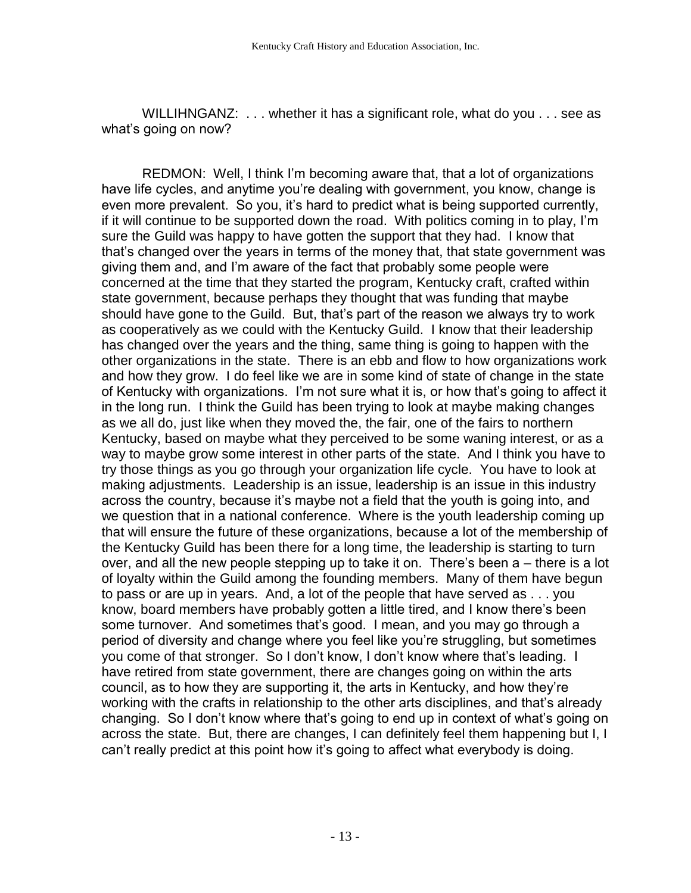WILLIHNGANZ: . . . whether it has a significant role, what do you . . . see as what's going on now?

REDMON: Well, I think I'm becoming aware that, that a lot of organizations have life cycles, and anytime you're dealing with government, you know, change is even more prevalent. So you, it's hard to predict what is being supported currently, if it will continue to be supported down the road. With politics coming in to play, I'm sure the Guild was happy to have gotten the support that they had. I know that that's changed over the years in terms of the money that, that state government was giving them and, and I'm aware of the fact that probably some people were concerned at the time that they started the program, Kentucky craft, crafted within state government, because perhaps they thought that was funding that maybe should have gone to the Guild. But, that's part of the reason we always try to work as cooperatively as we could with the Kentucky Guild. I know that their leadership has changed over the years and the thing, same thing is going to happen with the other organizations in the state. There is an ebb and flow to how organizations work and how they grow. I do feel like we are in some kind of state of change in the state of Kentucky with organizations. I'm not sure what it is, or how that's going to affect it in the long run. I think the Guild has been trying to look at maybe making changes as we all do, just like when they moved the, the fair, one of the fairs to northern Kentucky, based on maybe what they perceived to be some waning interest, or as a way to maybe grow some interest in other parts of the state. And I think you have to try those things as you go through your organization life cycle. You have to look at making adjustments. Leadership is an issue, leadership is an issue in this industry across the country, because it's maybe not a field that the youth is going into, and we question that in a national conference. Where is the youth leadership coming up that will ensure the future of these organizations, because a lot of the membership of the Kentucky Guild has been there for a long time, the leadership is starting to turn over, and all the new people stepping up to take it on. There's been a – there is a lot of loyalty within the Guild among the founding members. Many of them have begun to pass or are up in years. And, a lot of the people that have served as . . . you know, board members have probably gotten a little tired, and I know there's been some turnover. And sometimes that's good. I mean, and you may go through a period of diversity and change where you feel like you're struggling, but sometimes you come of that stronger. So I don't know, I don't know where that's leading. I have retired from state government, there are changes going on within the arts council, as to how they are supporting it, the arts in Kentucky, and how they're working with the crafts in relationship to the other arts disciplines, and that's already changing. So I don't know where that's going to end up in context of what's going on across the state. But, there are changes, I can definitely feel them happening but I, I can't really predict at this point how it's going to affect what everybody is doing.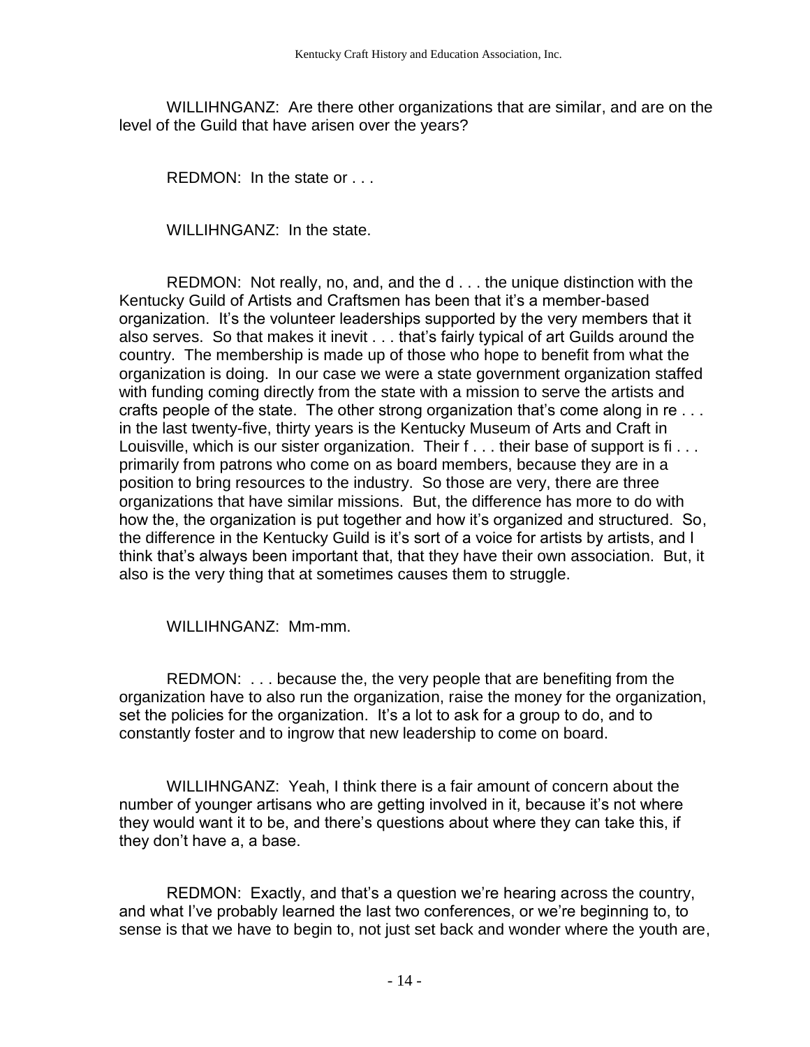WILLIHNGANZ: Are there other organizations that are similar, and are on the level of the Guild that have arisen over the years?

REDMON: In the state or . . .

WILLIHNGANZ: In the state.

REDMON: Not really, no, and, and the d . . . the unique distinction with the Kentucky Guild of Artists and Craftsmen has been that it's a member-based organization. It's the volunteer leaderships supported by the very members that it also serves. So that makes it inevit . . . that's fairly typical of art Guilds around the country. The membership is made up of those who hope to benefit from what the organization is doing. In our case we were a state government organization staffed with funding coming directly from the state with a mission to serve the artists and crafts people of the state. The other strong organization that's come along in re . . . in the last twenty-five, thirty years is the Kentucky Museum of Arts and Craft in Louisville, which is our sister organization. Their f . . . their base of support is fi . . . primarily from patrons who come on as board members, because they are in a position to bring resources to the industry. So those are very, there are three organizations that have similar missions. But, the difference has more to do with how the, the organization is put together and how it's organized and structured. So, the difference in the Kentucky Guild is it's sort of a voice for artists by artists, and I think that's always been important that, that they have their own association. But, it also is the very thing that at sometimes causes them to struggle.

WILLIHNGANZ: Mm-mm.

REDMON: . . . because the, the very people that are benefiting from the organization have to also run the organization, raise the money for the organization, set the policies for the organization. It's a lot to ask for a group to do, and to constantly foster and to ingrow that new leadership to come on board.

WILLIHNGANZ: Yeah, I think there is a fair amount of concern about the number of younger artisans who are getting involved in it, because it's not where they would want it to be, and there's questions about where they can take this, if they don't have a, a base.

REDMON: Exactly, and that's a question we're hearing across the country, and what I've probably learned the last two conferences, or we're beginning to, to sense is that we have to begin to, not just set back and wonder where the youth are,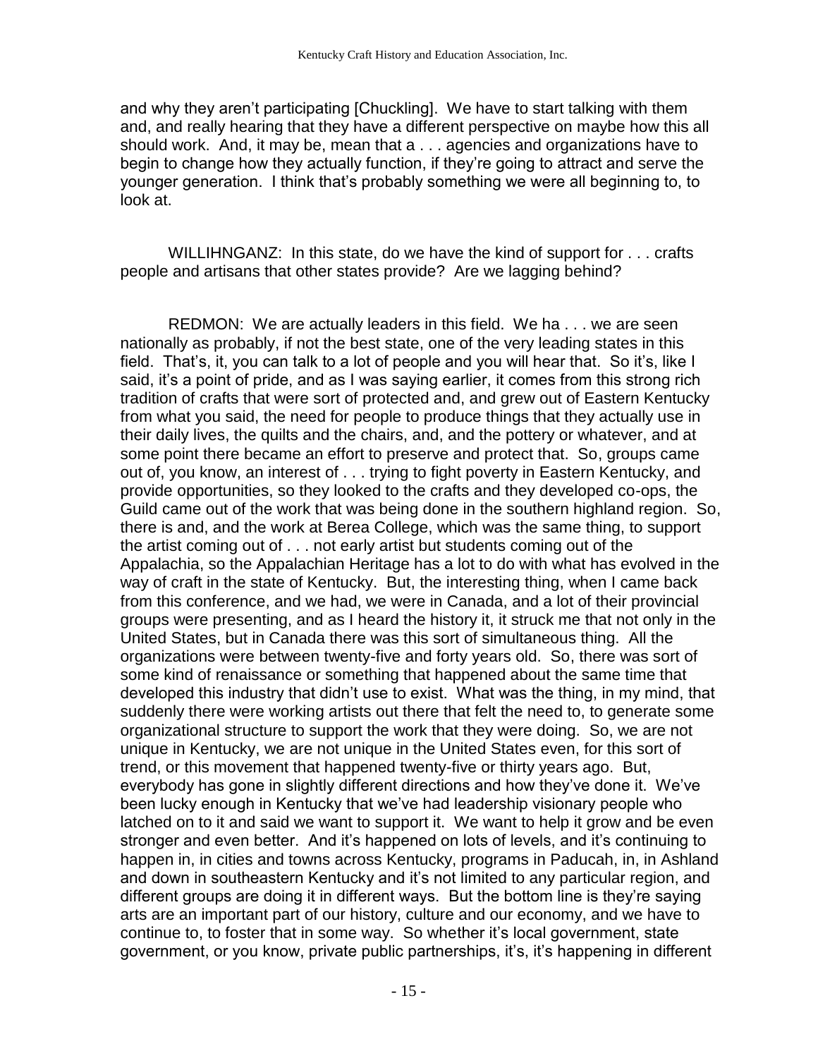and why they aren't participating [Chuckling]. We have to start talking with them and, and really hearing that they have a different perspective on maybe how this all should work. And, it may be, mean that a . . . agencies and organizations have to begin to change how they actually function, if they're going to attract and serve the younger generation. I think that's probably something we were all beginning to, to look at.

WILLIHNGANZ: In this state, do we have the kind of support for . . . crafts people and artisans that other states provide? Are we lagging behind?

REDMON: We are actually leaders in this field. We ha . . . we are seen nationally as probably, if not the best state, one of the very leading states in this field. That's, it, you can talk to a lot of people and you will hear that. So it's, like I said, it's a point of pride, and as I was saying earlier, it comes from this strong rich tradition of crafts that were sort of protected and, and grew out of Eastern Kentucky from what you said, the need for people to produce things that they actually use in their daily lives, the quilts and the chairs, and, and the pottery or whatever, and at some point there became an effort to preserve and protect that. So, groups came out of, you know, an interest of . . . trying to fight poverty in Eastern Kentucky, and provide opportunities, so they looked to the crafts and they developed co-ops, the Guild came out of the work that was being done in the southern highland region. So, there is and, and the work at Berea College, which was the same thing, to support the artist coming out of . . . not early artist but students coming out of the Appalachia, so the Appalachian Heritage has a lot to do with what has evolved in the way of craft in the state of Kentucky. But, the interesting thing, when I came back from this conference, and we had, we were in Canada, and a lot of their provincial groups were presenting, and as I heard the history it, it struck me that not only in the United States, but in Canada there was this sort of simultaneous thing. All the organizations were between twenty-five and forty years old. So, there was sort of some kind of renaissance or something that happened about the same time that developed this industry that didn't use to exist. What was the thing, in my mind, that suddenly there were working artists out there that felt the need to, to generate some organizational structure to support the work that they were doing. So, we are not unique in Kentucky, we are not unique in the United States even, for this sort of trend, or this movement that happened twenty-five or thirty years ago. But, everybody has gone in slightly different directions and how they've done it. We've been lucky enough in Kentucky that we've had leadership visionary people who latched on to it and said we want to support it. We want to help it grow and be even stronger and even better. And it's happened on lots of levels, and it's continuing to happen in, in cities and towns across Kentucky, programs in Paducah, in, in Ashland and down in southeastern Kentucky and it's not limited to any particular region, and different groups are doing it in different ways. But the bottom line is they're saying arts are an important part of our history, culture and our economy, and we have to continue to, to foster that in some way. So whether it's local government, state government, or you know, private public partnerships, it's, it's happening in different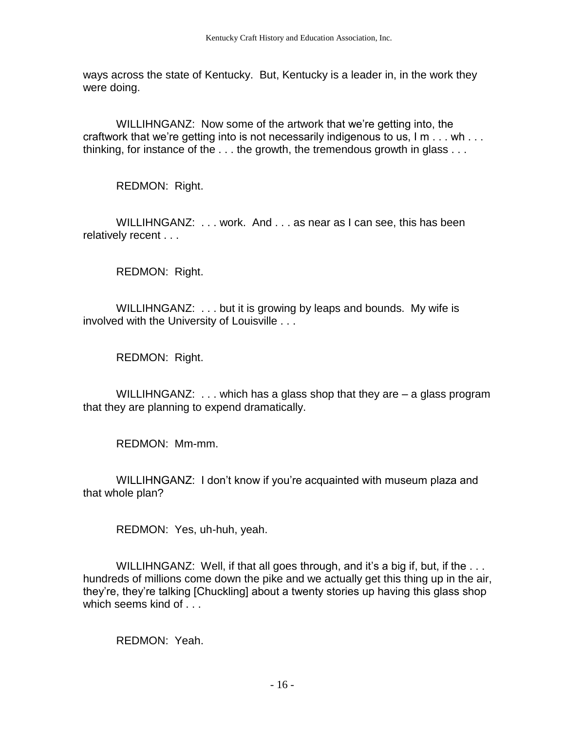ways across the state of Kentucky. But, Kentucky is a leader in, in the work they were doing.

WILLIHNGANZ: Now some of the artwork that we're getting into, the craftwork that we're getting into is not necessarily indigenous to us, I m . . . wh . . . thinking, for instance of the . . . the growth, the tremendous growth in glass . . .

REDMON: Right.

WILLIHNGANZ: . . . work. And . . . as near as I can see, this has been relatively recent . . .

REDMON: Right.

WILLIHNGANZ: . . . but it is growing by leaps and bounds. My wife is involved with the University of Louisville . . .

REDMON: Right.

WILLIHNGANZ: . . . which has a glass shop that they are – a glass program that they are planning to expend dramatically.

REDMON: Mm-mm.

WILLIHNGANZ: I don't know if you're acquainted with museum plaza and that whole plan?

REDMON: Yes, uh-huh, yeah.

WILLIHNGANZ: Well, if that all goes through, and it's a big if, but, if the . . . hundreds of millions come down the pike and we actually get this thing up in the air, they're, they're talking [Chuckling] about a twenty stories up having this glass shop which seems kind of . . .

REDMON: Yeah.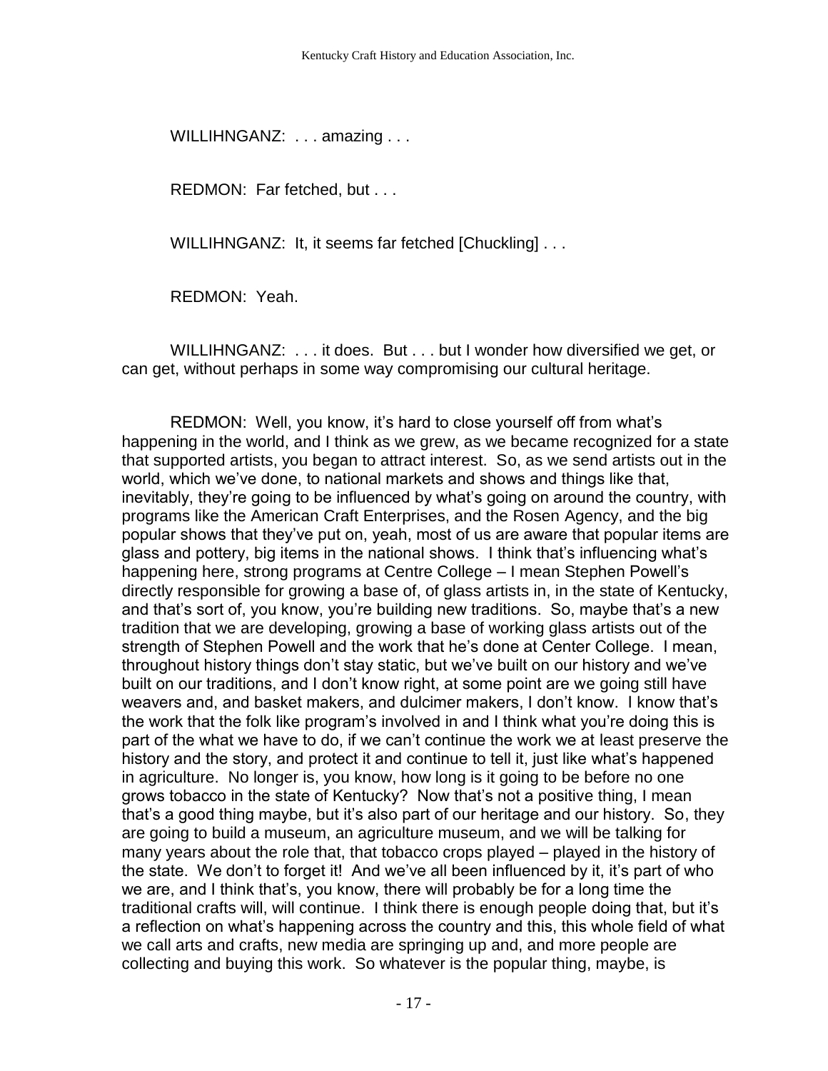WILLIHNGANZ: . . . amazing . . .

REDMON: Far fetched, but . . .

WILLIHNGANZ: It, it seems far fetched [Chuckling] . . .

REDMON: Yeah.

WILLIHNGANZ: . . . it does. But . . . but I wonder how diversified we get, or can get, without perhaps in some way compromising our cultural heritage.

REDMON: Well, you know, it's hard to close yourself off from what's happening in the world, and I think as we grew, as we became recognized for a state that supported artists, you began to attract interest. So, as we send artists out in the world, which we've done, to national markets and shows and things like that, inevitably, they're going to be influenced by what's going on around the country, with programs like the American Craft Enterprises, and the Rosen Agency, and the big popular shows that they've put on, yeah, most of us are aware that popular items are glass and pottery, big items in the national shows. I think that's influencing what's happening here, strong programs at Centre College – I mean Stephen Powell's directly responsible for growing a base of, of glass artists in, in the state of Kentucky, and that's sort of, you know, you're building new traditions. So, maybe that's a new tradition that we are developing, growing a base of working glass artists out of the strength of Stephen Powell and the work that he's done at Center College. I mean, throughout history things don't stay static, but we've built on our history and we've built on our traditions, and I don't know right, at some point are we going still have weavers and, and basket makers, and dulcimer makers, I don't know. I know that's the work that the folk like program's involved in and I think what you're doing this is part of the what we have to do, if we can't continue the work we at least preserve the history and the story, and protect it and continue to tell it, just like what's happened in agriculture. No longer is, you know, how long is it going to be before no one grows tobacco in the state of Kentucky? Now that's not a positive thing, I mean that's a good thing maybe, but it's also part of our heritage and our history. So, they are going to build a museum, an agriculture museum, and we will be talking for many years about the role that, that tobacco crops played – played in the history of the state. We don't to forget it! And we've all been influenced by it, it's part of who we are, and I think that's, you know, there will probably be for a long time the traditional crafts will, will continue. I think there is enough people doing that, but it's a reflection on what's happening across the country and this, this whole field of what we call arts and crafts, new media are springing up and, and more people are collecting and buying this work. So whatever is the popular thing, maybe, is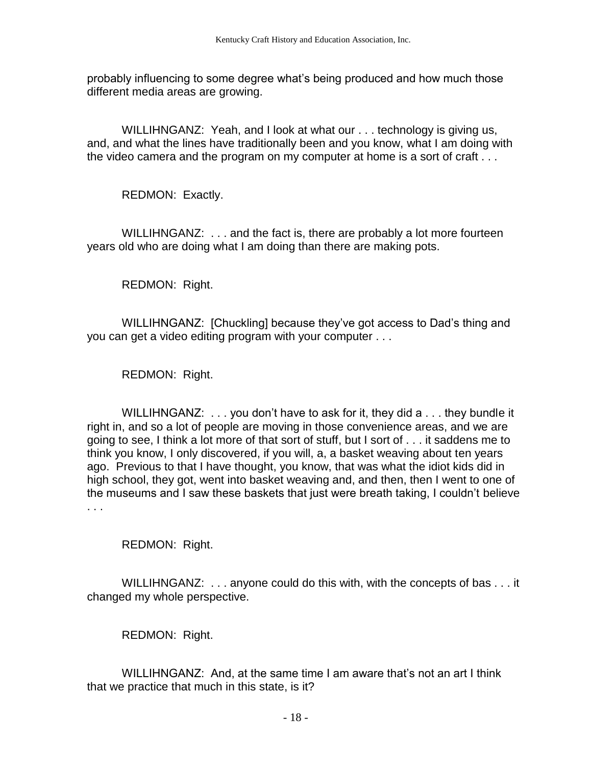probably influencing to some degree what's being produced and how much those different media areas are growing.

WILLIHNGANZ: Yeah, and I look at what our . . . technology is giving us, and, and what the lines have traditionally been and you know, what I am doing with the video camera and the program on my computer at home is a sort of craft . . .

REDMON: Exactly.

WILLIHNGANZ: . . . and the fact is, there are probably a lot more fourteen years old who are doing what I am doing than there are making pots.

REDMON: Right.

WILLIHNGANZ: [Chuckling] because they've got access to Dad's thing and you can get a video editing program with your computer . . .

REDMON: Right.

WILLIHNGANZ: . . . you don't have to ask for it, they did a . . . they bundle it right in, and so a lot of people are moving in those convenience areas, and we are going to see, I think a lot more of that sort of stuff, but I sort of . . . it saddens me to think you know, I only discovered, if you will, a, a basket weaving about ten years ago. Previous to that I have thought, you know, that was what the idiot kids did in high school, they got, went into basket weaving and, and then, then I went to one of the museums and I saw these baskets that just were breath taking, I couldn't believe . . .

REDMON: Right.

WILLIHNGANZ: . . . anyone could do this with, with the concepts of bas . . . it changed my whole perspective.

REDMON: Right.

WILLIHNGANZ: And, at the same time I am aware that's not an art I think that we practice that much in this state, is it?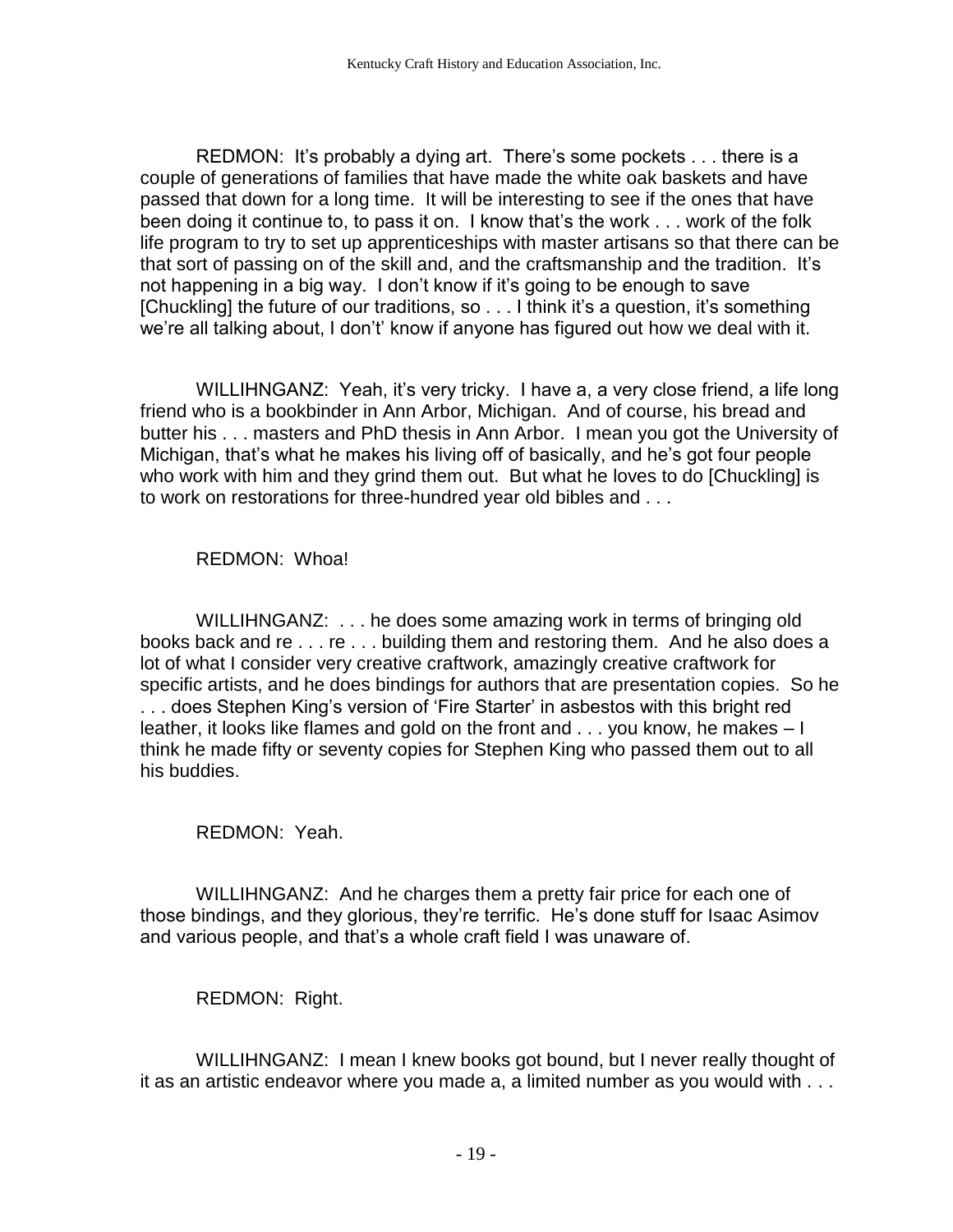REDMON: It's probably a dying art. There's some pockets . . . there is a couple of generations of families that have made the white oak baskets and have passed that down for a long time. It will be interesting to see if the ones that have been doing it continue to, to pass it on. I know that's the work . . . work of the folk life program to try to set up apprenticeships with master artisans so that there can be that sort of passing on of the skill and, and the craftsmanship and the tradition. It's not happening in a big way. I don't know if it's going to be enough to save [Chuckling] the future of our traditions, so . . . I think it's a question, it's something we're all talking about, I don't' know if anyone has figured out how we deal with it.

WILLIHNGANZ: Yeah, it's very tricky. I have a, a very close friend, a life long friend who is a bookbinder in Ann Arbor, Michigan. And of course, his bread and butter his . . . masters and PhD thesis in Ann Arbor. I mean you got the University of Michigan, that's what he makes his living off of basically, and he's got four people who work with him and they grind them out. But what he loves to do [Chuckling] is to work on restorations for three-hundred year old bibles and . . .

REDMON: Whoa!

WILLIHNGANZ: . . . he does some amazing work in terms of bringing old books back and re . . . re . . . building them and restoring them. And he also does a lot of what I consider very creative craftwork, amazingly creative craftwork for specific artists, and he does bindings for authors that are presentation copies. So he . . . does Stephen King's version of 'Fire Starter' in asbestos with this bright red leather, it looks like flames and gold on the front and . . . you know, he makes – I think he made fifty or seventy copies for Stephen King who passed them out to all his buddies.

REDMON: Yeah.

WILLIHNGANZ: And he charges them a pretty fair price for each one of those bindings, and they glorious, they're terrific. He's done stuff for Isaac Asimov and various people, and that's a whole craft field I was unaware of.

REDMON: Right.

WILLIHNGANZ: I mean I knew books got bound, but I never really thought of it as an artistic endeavor where you made a, a limited number as you would with . . .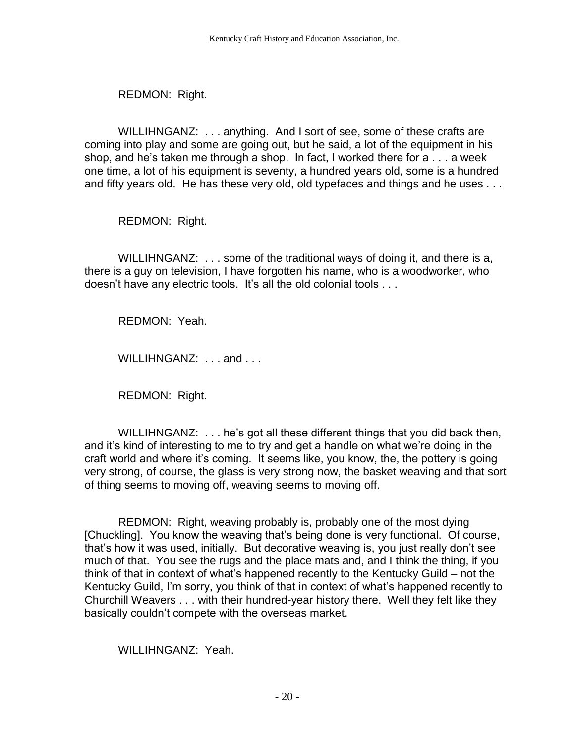REDMON: Right.

WILLIHNGANZ: . . . anything. And I sort of see, some of these crafts are coming into play and some are going out, but he said, a lot of the equipment in his shop, and he's taken me through a shop. In fact, I worked there for a . . . a week one time, a lot of his equipment is seventy, a hundred years old, some is a hundred and fifty years old. He has these very old, old typefaces and things and he uses . . .

REDMON: Right.

WILLIHNGANZ: . . . some of the traditional ways of doing it, and there is a, there is a guy on television, I have forgotten his name, who is a woodworker, who doesn't have any electric tools. It's all the old colonial tools . . .

REDMON: Yeah.

WILLIHNGANZ: . . . and . . .

REDMON: Right.

WILLIHNGANZ: . . . he's got all these different things that you did back then, and it's kind of interesting to me to try and get a handle on what we're doing in the craft world and where it's coming. It seems like, you know, the, the pottery is going very strong, of course, the glass is very strong now, the basket weaving and that sort of thing seems to moving off, weaving seems to moving off.

REDMON: Right, weaving probably is, probably one of the most dying [Chuckling]. You know the weaving that's being done is very functional. Of course, that's how it was used, initially. But decorative weaving is, you just really don't see much of that. You see the rugs and the place mats and, and I think the thing, if you think of that in context of what's happened recently to the Kentucky Guild – not the Kentucky Guild, I'm sorry, you think of that in context of what's happened recently to Churchill Weavers . . . with their hundred-year history there. Well they felt like they basically couldn't compete with the overseas market.

WILLIHNGANZ: Yeah.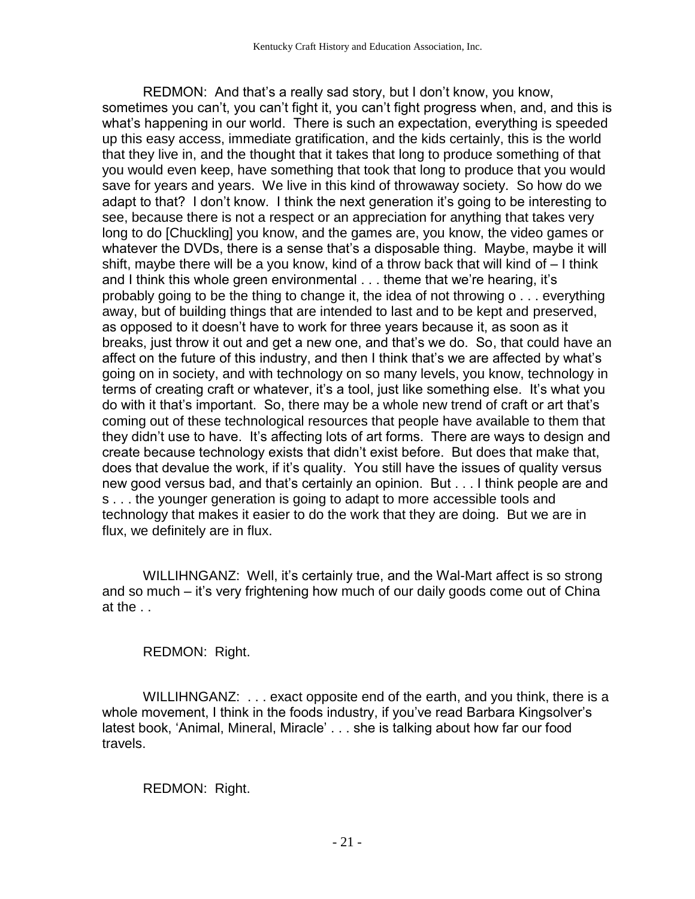REDMON: And that's a really sad story, but I don't know, you know, sometimes you can't, you can't fight it, you can't fight progress when, and, and this is what's happening in our world. There is such an expectation, everything is speeded up this easy access, immediate gratification, and the kids certainly, this is the world that they live in, and the thought that it takes that long to produce something of that you would even keep, have something that took that long to produce that you would save for years and years. We live in this kind of throwaway society. So how do we adapt to that? I don't know. I think the next generation it's going to be interesting to see, because there is not a respect or an appreciation for anything that takes very long to do [Chuckling] you know, and the games are, you know, the video games or whatever the DVDs, there is a sense that's a disposable thing. Maybe, maybe it will shift, maybe there will be a you know, kind of a throw back that will kind of – I think and I think this whole green environmental . . . theme that we're hearing, it's probably going to be the thing to change it, the idea of not throwing o . . . everything away, but of building things that are intended to last and to be kept and preserved, as opposed to it doesn't have to work for three years because it, as soon as it breaks, just throw it out and get a new one, and that's we do. So, that could have an affect on the future of this industry, and then I think that's we are affected by what's going on in society, and with technology on so many levels, you know, technology in terms of creating craft or whatever, it's a tool, just like something else. It's what you do with it that's important. So, there may be a whole new trend of craft or art that's coming out of these technological resources that people have available to them that they didn't use to have. It's affecting lots of art forms. There are ways to design and create because technology exists that didn't exist before. But does that make that, does that devalue the work, if it's quality. You still have the issues of quality versus new good versus bad, and that's certainly an opinion. But . . . I think people are and s . . . the younger generation is going to adapt to more accessible tools and technology that makes it easier to do the work that they are doing. But we are in flux, we definitely are in flux.

WILLIHNGANZ: Well, it's certainly true, and the Wal-Mart affect is so strong and so much – it's very frightening how much of our daily goods come out of China at the . .

REDMON: Right.

WILLIHNGANZ: . . . exact opposite end of the earth, and you think, there is a whole movement, I think in the foods industry, if you've read Barbara Kingsolver's latest book, 'Animal, Mineral, Miracle' . . . she is talking about how far our food travels.

REDMON: Right.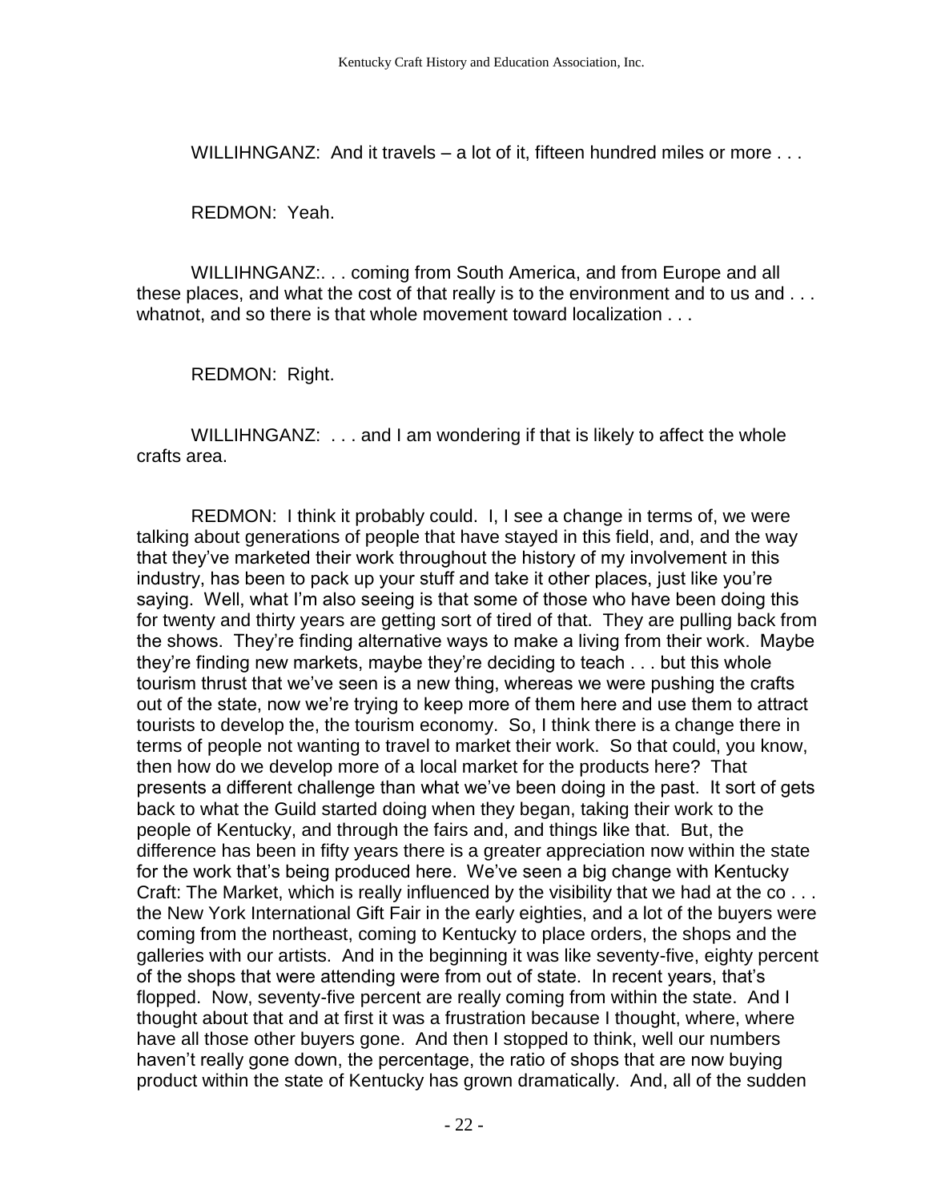WILLIHNGANZ: And it travels – a lot of it, fifteen hundred miles or more . . .

REDMON: Yeah.

WILLIHNGANZ:. . . coming from South America, and from Europe and all these places, and what the cost of that really is to the environment and to us and . . . whatnot, and so there is that whole movement toward localization . . .

REDMON: Right.

WILLIHNGANZ: . . . and I am wondering if that is likely to affect the whole crafts area.

REDMON: I think it probably could. I, I see a change in terms of, we were talking about generations of people that have stayed in this field, and, and the way that they've marketed their work throughout the history of my involvement in this industry, has been to pack up your stuff and take it other places, just like you're saying. Well, what I'm also seeing is that some of those who have been doing this for twenty and thirty years are getting sort of tired of that. They are pulling back from the shows. They're finding alternative ways to make a living from their work. Maybe they're finding new markets, maybe they're deciding to teach . . . but this whole tourism thrust that we've seen is a new thing, whereas we were pushing the crafts out of the state, now we're trying to keep more of them here and use them to attract tourists to develop the, the tourism economy. So, I think there is a change there in terms of people not wanting to travel to market their work. So that could, you know, then how do we develop more of a local market for the products here? That presents a different challenge than what we've been doing in the past. It sort of gets back to what the Guild started doing when they began, taking their work to the people of Kentucky, and through the fairs and, and things like that. But, the difference has been in fifty years there is a greater appreciation now within the state for the work that's being produced here. We've seen a big change with Kentucky Craft: The Market, which is really influenced by the visibility that we had at the co . . . the New York International Gift Fair in the early eighties, and a lot of the buyers were coming from the northeast, coming to Kentucky to place orders, the shops and the galleries with our artists. And in the beginning it was like seventy-five, eighty percent of the shops that were attending were from out of state. In recent years, that's flopped. Now, seventy-five percent are really coming from within the state. And I thought about that and at first it was a frustration because I thought, where, where have all those other buyers gone. And then I stopped to think, well our numbers haven't really gone down, the percentage, the ratio of shops that are now buying product within the state of Kentucky has grown dramatically. And, all of the sudden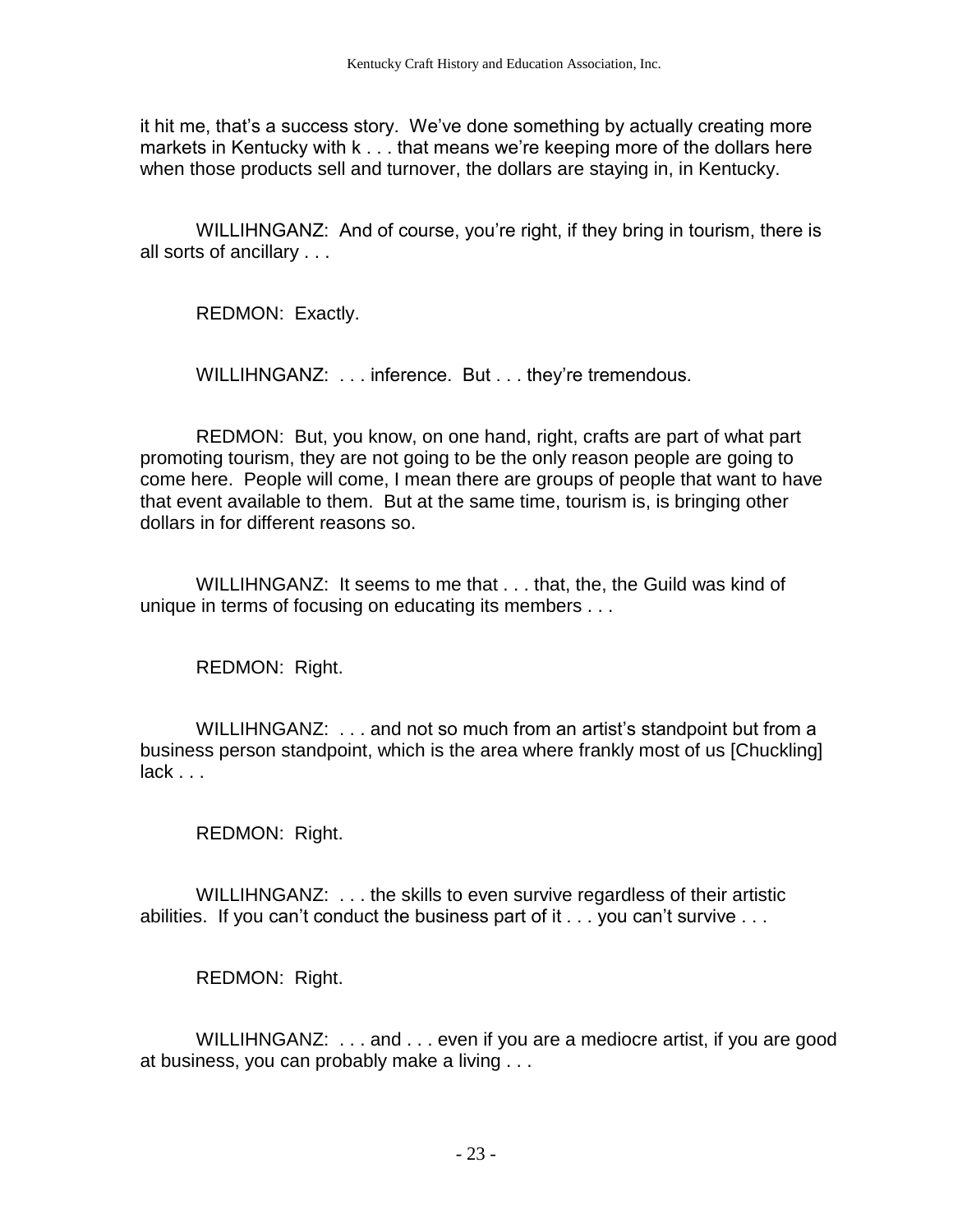it hit me, that's a success story. We've done something by actually creating more markets in Kentucky with k . . . that means we're keeping more of the dollars here when those products sell and turnover, the dollars are staying in, in Kentucky.

WILLIHNGANZ: And of course, you're right, if they bring in tourism, there is all sorts of ancillary . . .

REDMON: Exactly.

WILLIHNGANZ: . . . inference. But . . . they're tremendous.

REDMON: But, you know, on one hand, right, crafts are part of what part promoting tourism, they are not going to be the only reason people are going to come here. People will come, I mean there are groups of people that want to have that event available to them. But at the same time, tourism is, is bringing other dollars in for different reasons so.

WILLIHNGANZ: It seems to me that . . . that, the, the Guild was kind of unique in terms of focusing on educating its members . . .

REDMON: Right.

WILLIHNGANZ: . . . and not so much from an artist's standpoint but from a business person standpoint, which is the area where frankly most of us [Chuckling] lack . . .

REDMON: Right.

WILLIHNGANZ: . . . the skills to even survive regardless of their artistic abilities. If you can't conduct the business part of it . . . you can't survive . . .

REDMON: Right.

WILLIHNGANZ: . . . and . . . even if you are a mediocre artist, if you are good at business, you can probably make a living . . .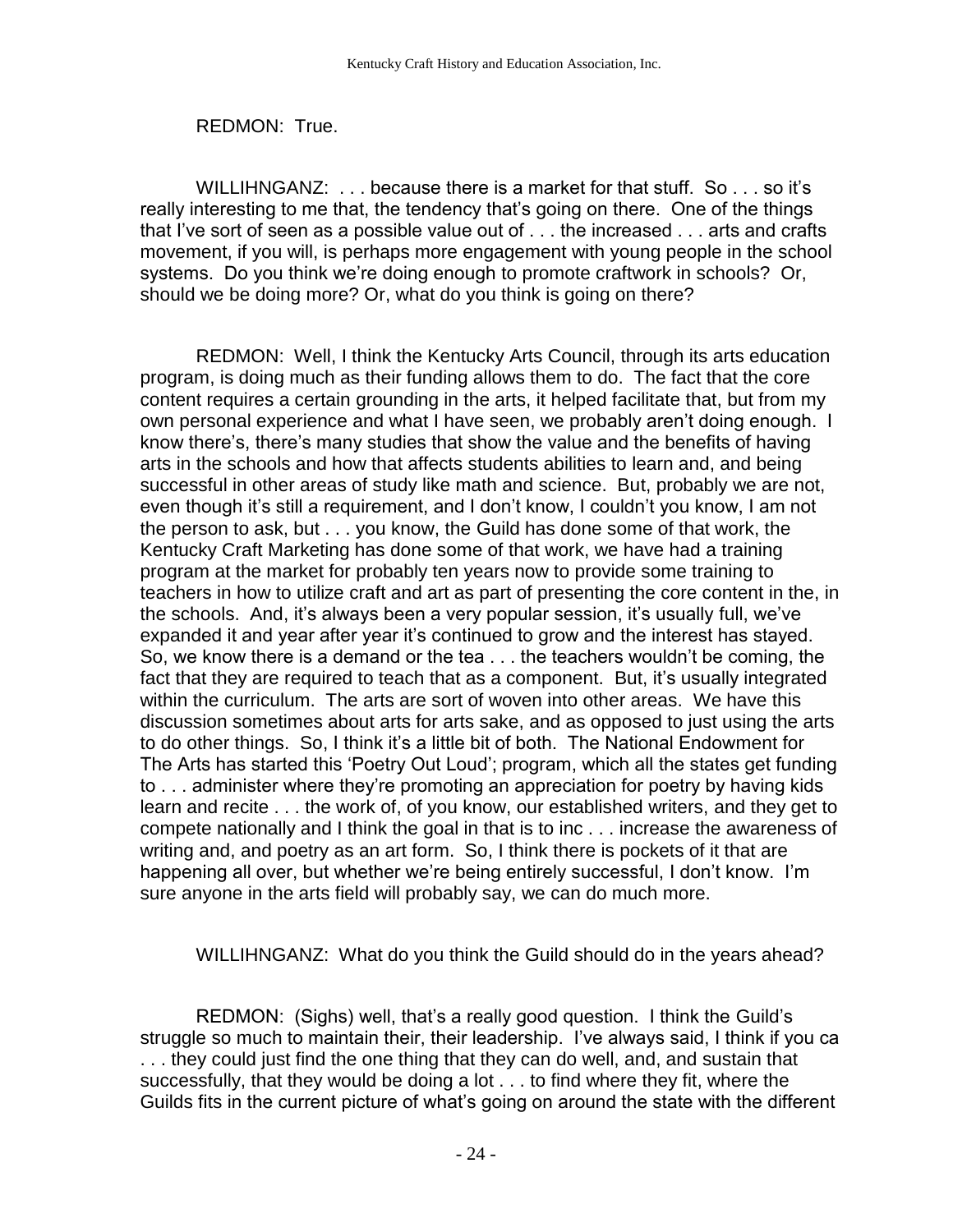REDMON: True.

WILLIHNGANZ: . . . because there is a market for that stuff. So . . . so it's really interesting to me that, the tendency that's going on there. One of the things that I've sort of seen as a possible value out of . . . the increased . . . arts and crafts movement, if you will, is perhaps more engagement with young people in the school systems. Do you think we're doing enough to promote craftwork in schools? Or, should we be doing more? Or, what do you think is going on there?

REDMON: Well, I think the Kentucky Arts Council, through its arts education program, is doing much as their funding allows them to do. The fact that the core content requires a certain grounding in the arts, it helped facilitate that, but from my own personal experience and what I have seen, we probably aren't doing enough. I know there's, there's many studies that show the value and the benefits of having arts in the schools and how that affects students abilities to learn and, and being successful in other areas of study like math and science. But, probably we are not, even though it's still a requirement, and I don't know, I couldn't you know, I am not the person to ask, but . . . you know, the Guild has done some of that work, the Kentucky Craft Marketing has done some of that work, we have had a training program at the market for probably ten years now to provide some training to teachers in how to utilize craft and art as part of presenting the core content in the, in the schools. And, it's always been a very popular session, it's usually full, we've expanded it and year after year it's continued to grow and the interest has stayed. So, we know there is a demand or the tea . . . the teachers wouldn't be coming, the fact that they are required to teach that as a component. But, it's usually integrated within the curriculum. The arts are sort of woven into other areas. We have this discussion sometimes about arts for arts sake, and as opposed to just using the arts to do other things. So, I think it's a little bit of both. The National Endowment for The Arts has started this 'Poetry Out Loud'; program, which all the states get funding to . . . administer where they're promoting an appreciation for poetry by having kids learn and recite . . . the work of, of you know, our established writers, and they get to compete nationally and I think the goal in that is to inc . . . increase the awareness of writing and, and poetry as an art form. So, I think there is pockets of it that are happening all over, but whether we're being entirely successful, I don't know. I'm sure anyone in the arts field will probably say, we can do much more.

WILLIHNGANZ: What do you think the Guild should do in the years ahead?

REDMON: (Sighs) well, that's a really good question. I think the Guild's struggle so much to maintain their, their leadership. I've always said, I think if you ca . . . they could just find the one thing that they can do well, and, and sustain that successfully, that they would be doing a lot . . . to find where they fit, where the Guilds fits in the current picture of what's going on around the state with the different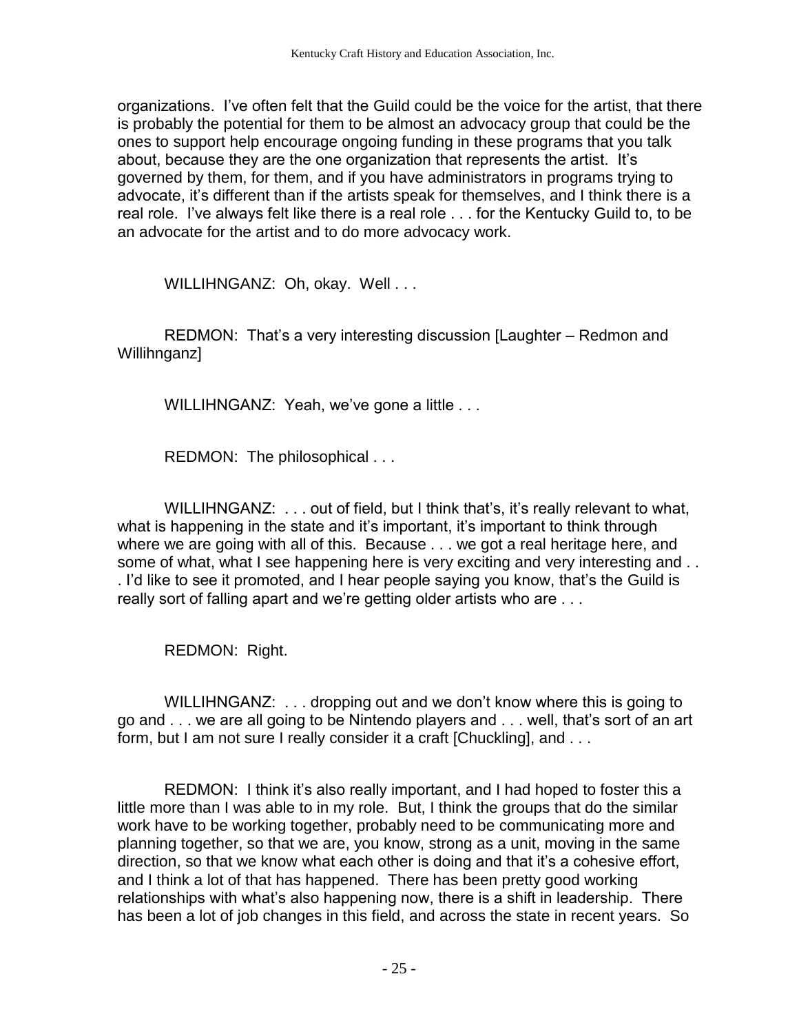organizations. I've often felt that the Guild could be the voice for the artist, that there is probably the potential for them to be almost an advocacy group that could be the ones to support help encourage ongoing funding in these programs that you talk about, because they are the one organization that represents the artist. It's governed by them, for them, and if you have administrators in programs trying to advocate, it's different than if the artists speak for themselves, and I think there is a real role. I've always felt like there is a real role . . . for the Kentucky Guild to, to be an advocate for the artist and to do more advocacy work.

WILLIHNGANZ: Oh, okay. Well . . .

REDMON: That's a very interesting discussion [Laughter – Redmon and Willihnganz]

WILLIHNGANZ: Yeah, we've gone a little . . .

REDMON: The philosophical . . .

WILLIHNGANZ: . . . out of field, but I think that's, it's really relevant to what, what is happening in the state and it's important, it's important to think through where we are going with all of this. Because . . . we got a real heritage here, and some of what, what I see happening here is very exciting and very interesting and . . . I'd like to see it promoted, and I hear people saying you know, that's the Guild is really sort of falling apart and we're getting older artists who are . . .

REDMON: Right.

WILLIHNGANZ: . . . dropping out and we don't know where this is going to go and . . . we are all going to be Nintendo players and . . . well, that's sort of an art form, but I am not sure I really consider it a craft [Chuckling], and . . .

REDMON: I think it's also really important, and I had hoped to foster this a little more than I was able to in my role. But, I think the groups that do the similar work have to be working together, probably need to be communicating more and planning together, so that we are, you know, strong as a unit, moving in the same direction, so that we know what each other is doing and that it's a cohesive effort, and I think a lot of that has happened. There has been pretty good working relationships with what's also happening now, there is a shift in leadership. There has been a lot of job changes in this field, and across the state in recent years. So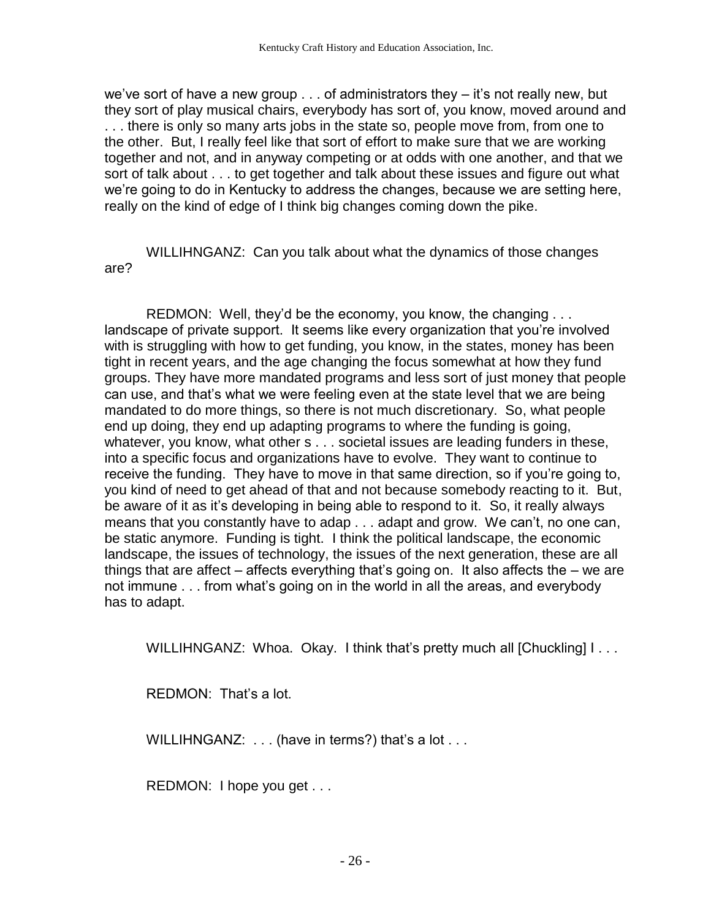we've sort of have a new group . . . of administrators they – it's not really new, but they sort of play musical chairs, everybody has sort of, you know, moved around and . . . there is only so many arts jobs in the state so, people move from, from one to the other. But, I really feel like that sort of effort to make sure that we are working together and not, and in anyway competing or at odds with one another, and that we sort of talk about . . . to get together and talk about these issues and figure out what we're going to do in Kentucky to address the changes, because we are setting here, really on the kind of edge of I think big changes coming down the pike.

WILLIHNGANZ: Can you talk about what the dynamics of those changes are?

REDMON: Well, they'd be the economy, you know, the changing . . . landscape of private support. It seems like every organization that you're involved with is struggling with how to get funding, you know, in the states, money has been tight in recent years, and the age changing the focus somewhat at how they fund groups. They have more mandated programs and less sort of just money that people can use, and that's what we were feeling even at the state level that we are being mandated to do more things, so there is not much discretionary. So, what people end up doing, they end up adapting programs to where the funding is going, whatever, you know, what other s . . . societal issues are leading funders in these, into a specific focus and organizations have to evolve. They want to continue to receive the funding. They have to move in that same direction, so if you're going to, you kind of need to get ahead of that and not because somebody reacting to it. But, be aware of it as it's developing in being able to respond to it. So, it really always means that you constantly have to adap . . . adapt and grow. We can't, no one can, be static anymore. Funding is tight. I think the political landscape, the economic landscape, the issues of technology, the issues of the next generation, these are all things that are affect – affects everything that's going on. It also affects the – we are not immune . . . from what's going on in the world in all the areas, and everybody has to adapt.

WILLIHNGANZ: Whoa. Okay. I think that's pretty much all [Chuckling] I . . .

REDMON: That's a lot.

WILLIHNGANZ: . . . (have in terms?) that's a lot . . .

REDMON: I hope you get . . .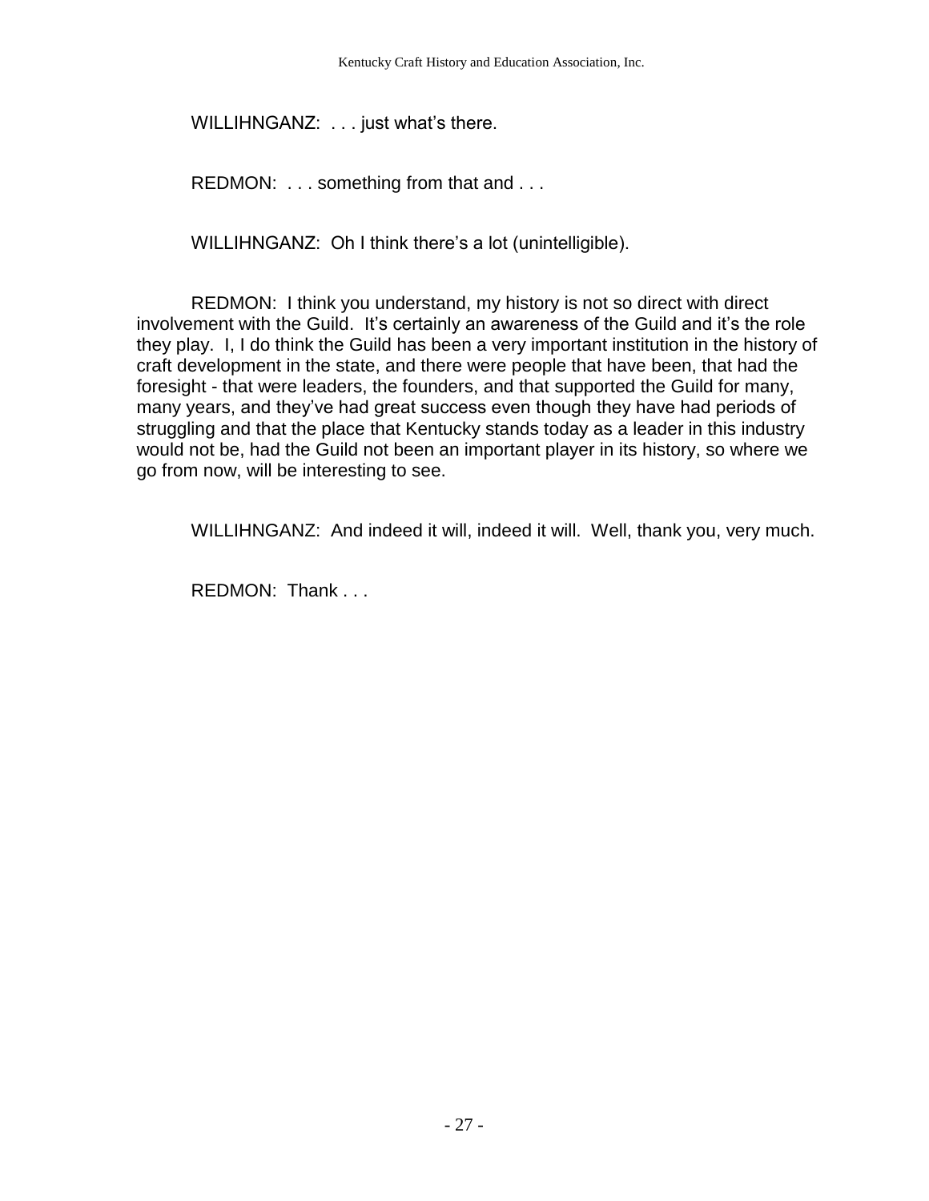WILLIHNGANZ: . . . just what's there.

REDMON: . . . something from that and . . .

WILLIHNGANZ: Oh I think there's a lot (unintelligible).

REDMON: I think you understand, my history is not so direct with direct involvement with the Guild. It's certainly an awareness of the Guild and it's the role they play. I, I do think the Guild has been a very important institution in the history of craft development in the state, and there were people that have been, that had the foresight - that were leaders, the founders, and that supported the Guild for many, many years, and they've had great success even though they have had periods of struggling and that the place that Kentucky stands today as a leader in this industry would not be, had the Guild not been an important player in its history, so where we go from now, will be interesting to see.

WILLIHNGANZ: And indeed it will, indeed it will. Well, thank you, very much.

REDMON: Thank . . .